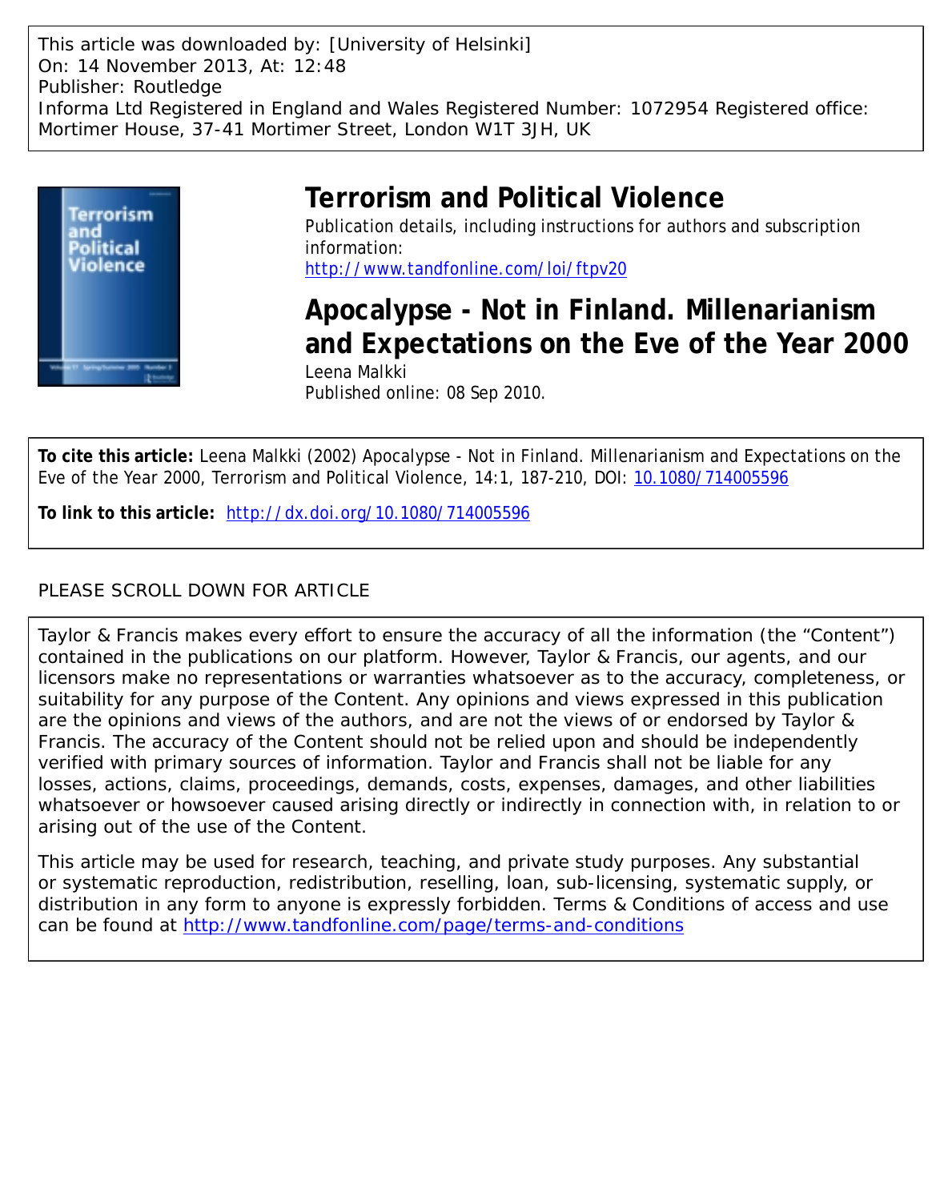This article was downloaded by: [University of Helsinki]
On: 14 November 2013, At: 12:48
Publisher: Routledge
Informa Ltd Registered in England and Wales Registered Number: 1072954 Registered office: Mortimer House, 37-41 Mortimer Street, London W1T 3JH, UK

# Terrorism and Political Violence

Publication details, including instructions for authors and subscription information:
http://www.tandfonline.com/loi/ftpv20

## Apocalypse - Not in Finland. Millenarianism and Expectations on the Eve of the Year 2000

Leena Malkki
Published online: 08 Sep 2010.

**To cite this article:** Leena Malkki (2002) Apocalypse - Not in Finland. Millenarianism and Expectations on the Eve of the Year 2000, Terrorism and Political Violence, 14:1, 187-210, DOI: 10.1080/714005596

**To link to this article:** http://dx.doi.org/10.1080/714005596

PLEASE SCROLL DOWN FOR ARTICLE

Taylor & Francis makes every effort to ensure the accuracy of all the information (the "Content") contained in the publications on our platform. However, Taylor & Francis, our agents, and our licensors make no representations or warranties whatsoever as to the accuracy, completeness, or suitability for any purpose of the Content. Any opinions and views expressed in this publication are the opinions and views of the authors, and are not the views of or endorsed by Taylor & Francis. The accuracy of the Content should not be relied upon and should be independently verified with primary sources of information. Taylor and Francis shall not be liable for any losses, actions, claims, proceedings, demands, costs, expenses, damages, and other liabilities whatsoever or howsoever caused arising directly or indirectly in connection with, in relation to or arising out of the use of the Content.

This article may be used for research, teaching, and private study purposes. Any substantial or systematic reproduction, redistribution, reselling, loan, sub-licensing, systematic supply, or distribution in any form to anyone is expressly forbidden. Terms & Conditions of access and use can be found at http://www.tandfonline.com/page/terms-and-conditions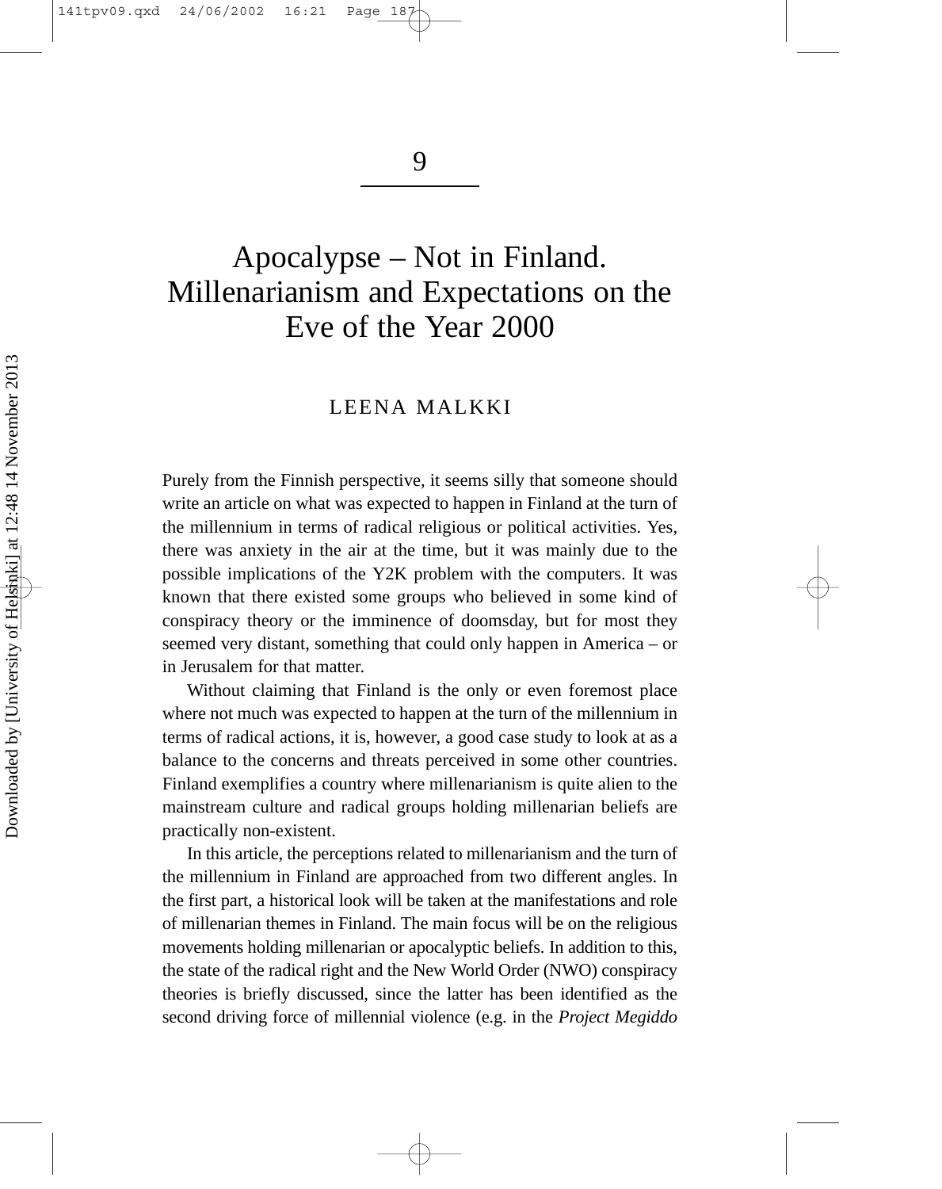# 9

# Apocalypse – Not in Finland. Millenarianism and Expectations on the Eve of the Year 2000

LEENA MALKKI

Purely from the Finnish perspective, it seems silly that someone should write an article on what was expected to happen in Finland at the turn of the millennium in terms of radical religious or political activities. Yes, there was anxiety in the air at the time, but it was mainly due to the possible implications of the Y2K problem with the computers. It was known that there existed some groups who believed in some kind of conspiracy theory or the imminence of doomsday, but for most they seemed very distant, something that could only happen in America – or in Jerusalem for that matter.

Without claiming that Finland is the only or even foremost place where not much was expected to happen at the turn of the millennium in terms of radical actions, it is, however, a good case study to look at as a balance to the concerns and threats perceived in some other countries. Finland exemplifies a country where millenarianism is quite alien to the mainstream culture and radical groups holding millenarian beliefs are practically non-existent.

In this article, the perceptions related to millenarianism and the turn of the millennium in Finland are approached from two different angles. In the first part, a historical look will be taken at the manifestations and role of millenarian themes in Finland. The main focus will be on the religious movements holding millenarian or apocalyptic beliefs. In addition to this, the state of the radical right and the New World Order (NWO) conspiracy theories is briefly discussed, since the latter has been identified as the second driving force of millennial violence (e.g. in the *Project Megiddo*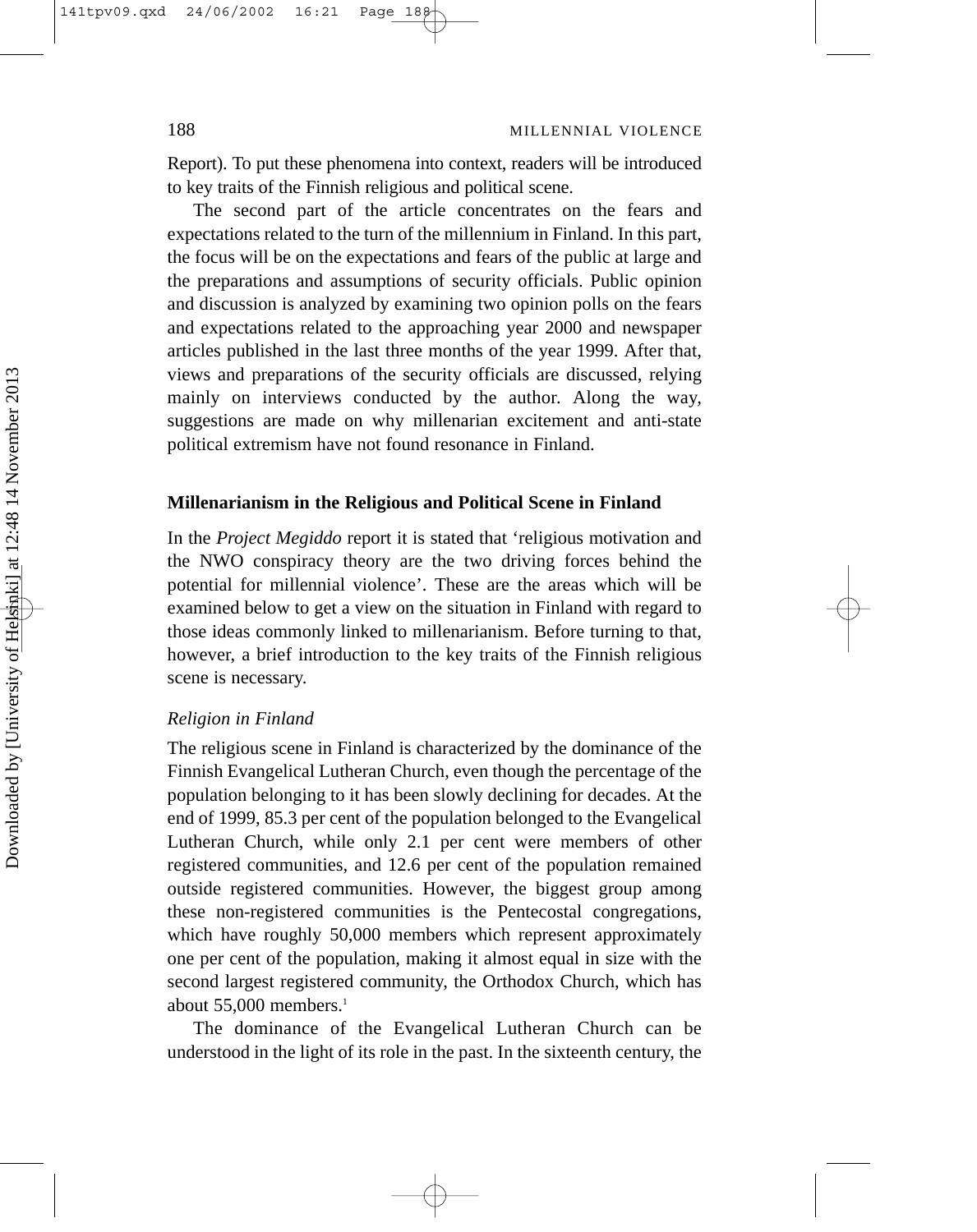Report). To put these phenomena into context, readers will be introduced to key traits of the Finnish religious and political scene.

The second part of the article concentrates on the fears and expectations related to the turn of the millennium in Finland. In this part, the focus will be on the expectations and fears of the public at large and the preparations and assumptions of security officials. Public opinion and discussion is analyzed by examining two opinion polls on the fears and expectations related to the approaching year 2000 and newspaper articles published in the last three months of the year 1999. After that, views and preparations of the security officials are discussed, relying mainly on interviews conducted by the author. Along the way, suggestions are made on why millenarian excitement and anti-state political extremism have not found resonance in Finland.

## Millenarianism in the Religious and Political Scene in Finland

In the *Project Megiddo* report it is stated that 'religious motivation and the NWO conspiracy theory are the two driving forces behind the potential for millennial violence'. These are the areas which will be examined below to get a view on the situation in Finland with regard to those ideas commonly linked to millenarianism. Before turning to that, however, a brief introduction to the key traits of the Finnish religious scene is necessary.

### *Religion in Finland*

The religious scene in Finland is characterized by the dominance of the Finnish Evangelical Lutheran Church, even though the percentage of the population belonging to it has been slowly declining for decades. At the end of 1999, 85.3 per cent of the population belonged to the Evangelical Lutheran Church, while only 2.1 per cent were members of other registered communities, and 12.6 per cent of the population remained outside registered communities. However, the biggest group among these non-registered communities is the Pentecostal congregations, which have roughly 50,000 members which represent approximately one per cent of the population, making it almost equal in size with the second largest registered community, the Orthodox Church, which has about 55,000 members.[1]

The dominance of the Evangelical Lutheran Church can be understood in the light of its role in the past. In the sixteenth century, the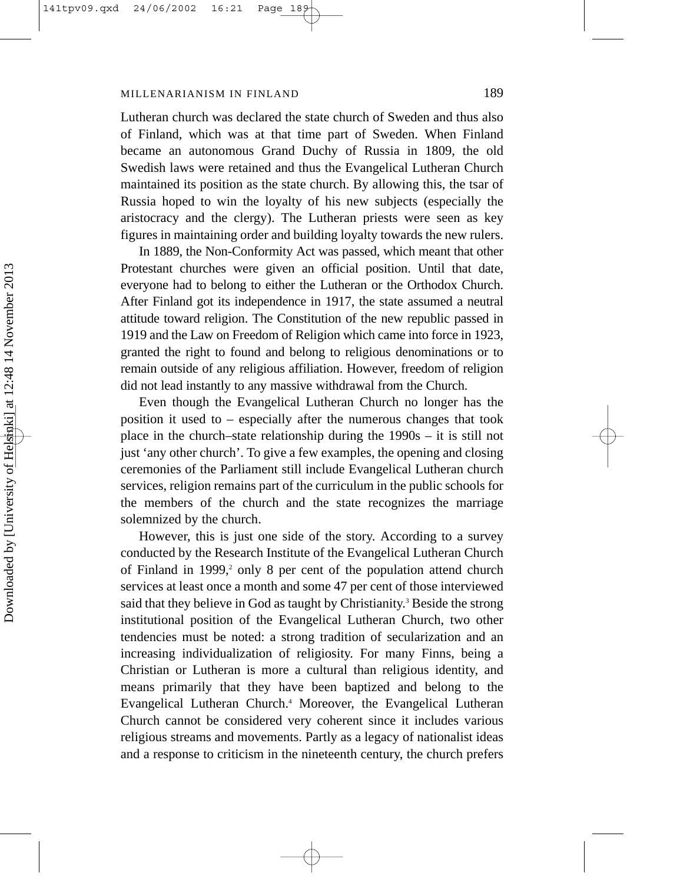Lutheran church was declared the state church of Sweden and thus also of Finland, which was at that time part of Sweden. When Finland became an autonomous Grand Duchy of Russia in 1809, the old Swedish laws were retained and thus the Evangelical Lutheran Church maintained its position as the state church. By allowing this, the tsar of Russia hoped to win the loyalty of his new subjects (especially the aristocracy and the clergy). The Lutheran priests were seen as key figures in maintaining order and building loyalty towards the new rulers.

In 1889, the Non-Conformity Act was passed, which meant that other Protestant churches were given an official position. Until that date, everyone had to belong to either the Lutheran or the Orthodox Church. After Finland got its independence in 1917, the state assumed a neutral attitude toward religion. The Constitution of the new republic passed in 1919 and the Law on Freedom of Religion which came into force in 1923, granted the right to found and belong to religious denominations or to remain outside of any religious affiliation. However, freedom of religion did not lead instantly to any massive withdrawal from the Church.

Even though the Evangelical Lutheran Church no longer has the position it used to – especially after the numerous changes that took place in the church–state relationship during the 1990s – it is still not just 'any other church'. To give a few examples, the opening and closing ceremonies of the Parliament still include Evangelical Lutheran church services, religion remains part of the curriculum in the public schools for the members of the church and the state recognizes the marriage solemnized by the church.

However, this is just one side of the story. According to a survey conducted by the Research Institute of the Evangelical Lutheran Church of Finland in 1999,[2] only 8 per cent of the population attend church services at least once a month and some 47 per cent of those interviewed said that they believe in God as taught by Christianity.[3] Beside the strong institutional position of the Evangelical Lutheran Church, two other tendencies must be noted: a strong tradition of secularization and an increasing individualization of religiosity. For many Finns, being a Christian or Lutheran is more a cultural than religious identity, and means primarily that they have been baptized and belong to the Evangelical Lutheran Church.[4] Moreover, the Evangelical Lutheran Church cannot be considered very coherent since it includes various religious streams and movements. Partly as a legacy of nationalist ideas and a response to criticism in the nineteenth century, the church prefers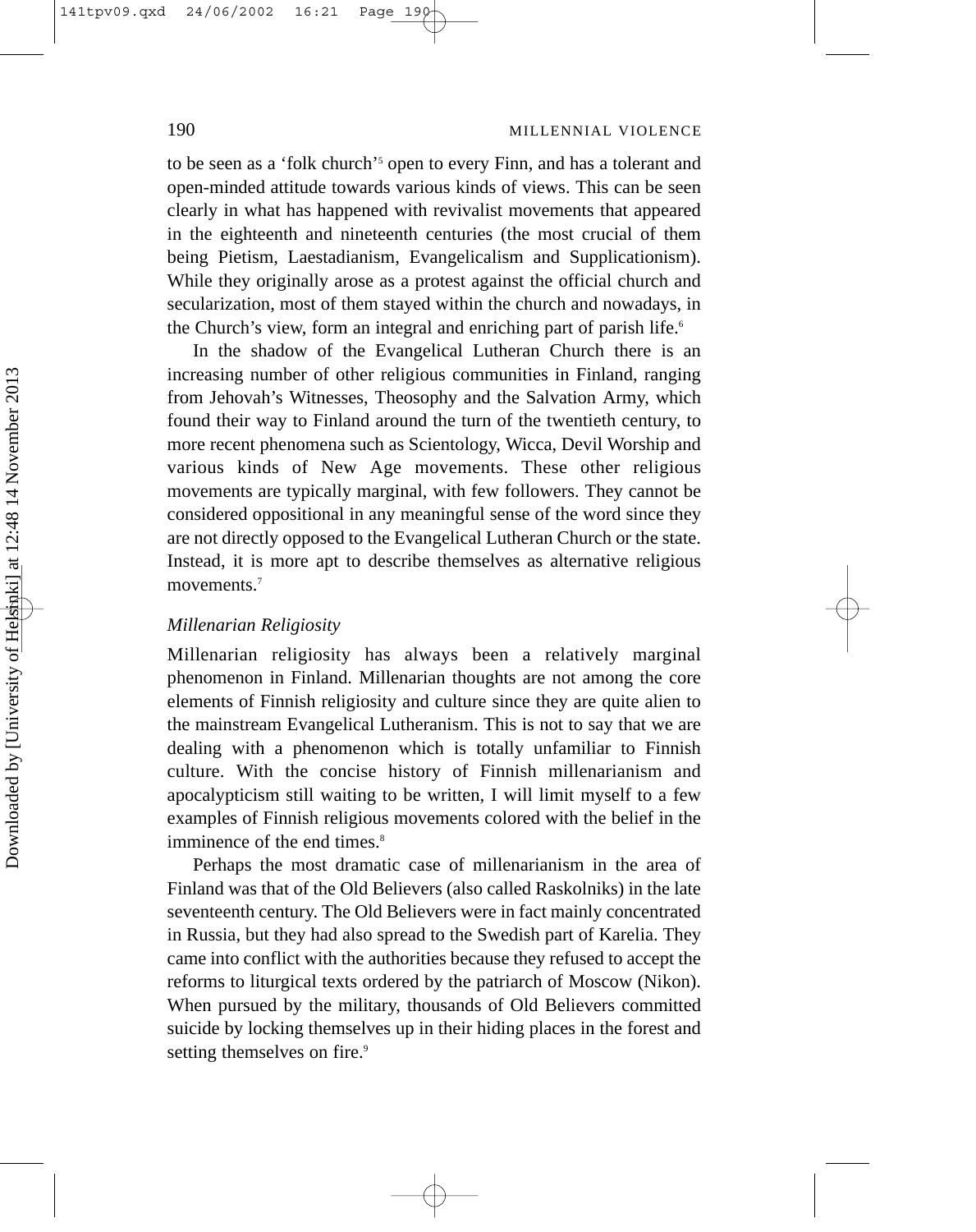to be seen as a 'folk church'[5] open to every Finn, and has a tolerant and open-minded attitude towards various kinds of views. This can be seen clearly in what has happened with revivalist movements that appeared in the eighteenth and nineteenth centuries (the most crucial of them being Pietism, Laestadianism, Evangelicalism and Supplicationism). While they originally arose as a protest against the official church and secularization, most of them stayed within the church and nowadays, in the Church's view, form an integral and enriching part of parish life.[6]

In the shadow of the Evangelical Lutheran Church there is an increasing number of other religious communities in Finland, ranging from Jehovah's Witnesses, Theosophy and the Salvation Army, which found their way to Finland around the turn of the twentieth century, to more recent phenomena such as Scientology, Wicca, Devil Worship and various kinds of New Age movements. These other religious movements are typically marginal, with few followers. They cannot be considered oppositional in any meaningful sense of the word since they are not directly opposed to the Evangelical Lutheran Church or the state. Instead, it is more apt to describe themselves as alternative religious movements.[7]

### *Millenarian Religiosity*

Millenarian religiosity has always been a relatively marginal phenomenon in Finland. Millenarian thoughts are not among the core elements of Finnish religiosity and culture since they are quite alien to the mainstream Evangelical Lutheranism. This is not to say that we are dealing with a phenomenon which is totally unfamiliar to Finnish culture. With the concise history of Finnish millenarianism and apocalypticism still waiting to be written, I will limit myself to a few examples of Finnish religious movements colored with the belief in the imminence of the end times.[8]

Perhaps the most dramatic case of millenarianism in the area of Finland was that of the Old Believers (also called Raskolniks) in the late seventeenth century. The Old Believers were in fact mainly concentrated in Russia, but they had also spread to the Swedish part of Karelia. They came into conflict with the authorities because they refused to accept the reforms to liturgical texts ordered by the patriarch of Moscow (Nikon). When pursued by the military, thousands of Old Believers committed suicide by locking themselves up in their hiding places in the forest and setting themselves on fire.[9]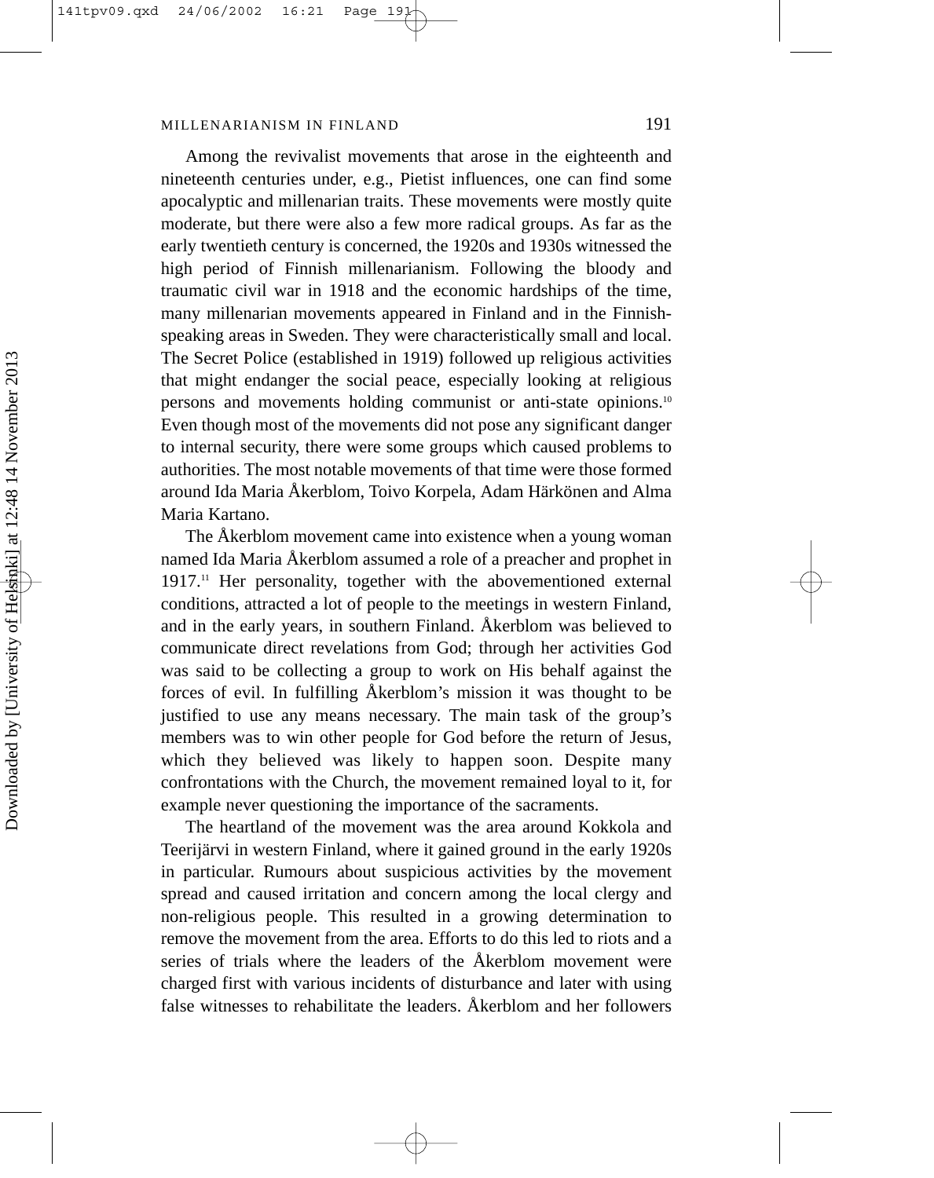Among the revivalist movements that arose in the eighteenth and nineteenth centuries under, e.g., Pietist influences, one can find some apocalyptic and millenarian traits. These movements were mostly quite moderate, but there were also a few more radical groups. As far as the early twentieth century is concerned, the 1920s and 1930s witnessed the high period of Finnish millenarianism. Following the bloody and traumatic civil war in 1918 and the economic hardships of the time, many millenarian movements appeared in Finland and in the Finnish-speaking areas in Sweden. They were characteristically small and local. The Secret Police (established in 1919) followed up religious activities that might endanger the social peace, especially looking at religious persons and movements holding communist or anti-state opinions.[10] Even though most of the movements did not pose any significant danger to internal security, there were some groups which caused problems to authorities. The most notable movements of that time were those formed around Ida Maria Åkerblom, Toivo Korpela, Adam Härkönen and Alma Maria Kartano.

The Åkerblom movement came into existence when a young woman named Ida Maria Åkerblom assumed a role of a preacher and prophet in 1917.[11] Her personality, together with the abovementioned external conditions, attracted a lot of people to the meetings in western Finland, and in the early years, in southern Finland. Åkerblom was believed to communicate direct revelations from God; through her activities God was said to be collecting a group to work on His behalf against the forces of evil. In fulfilling Åkerblom's mission it was thought to be justified to use any means necessary. The main task of the group's members was to win other people for God before the return of Jesus, which they believed was likely to happen soon. Despite many confrontations with the Church, the movement remained loyal to it, for example never questioning the importance of the sacraments.

The heartland of the movement was the area around Kokkola and Teerijärvi in western Finland, where it gained ground in the early 1920s in particular. Rumours about suspicious activities by the movement spread and caused irritation and concern among the local clergy and non-religious people. This resulted in a growing determination to remove the movement from the area. Efforts to do this led to riots and a series of trials where the leaders of the Åkerblom movement were charged first with various incidents of disturbance and later with using false witnesses to rehabilitate the leaders. Åkerblom and her followers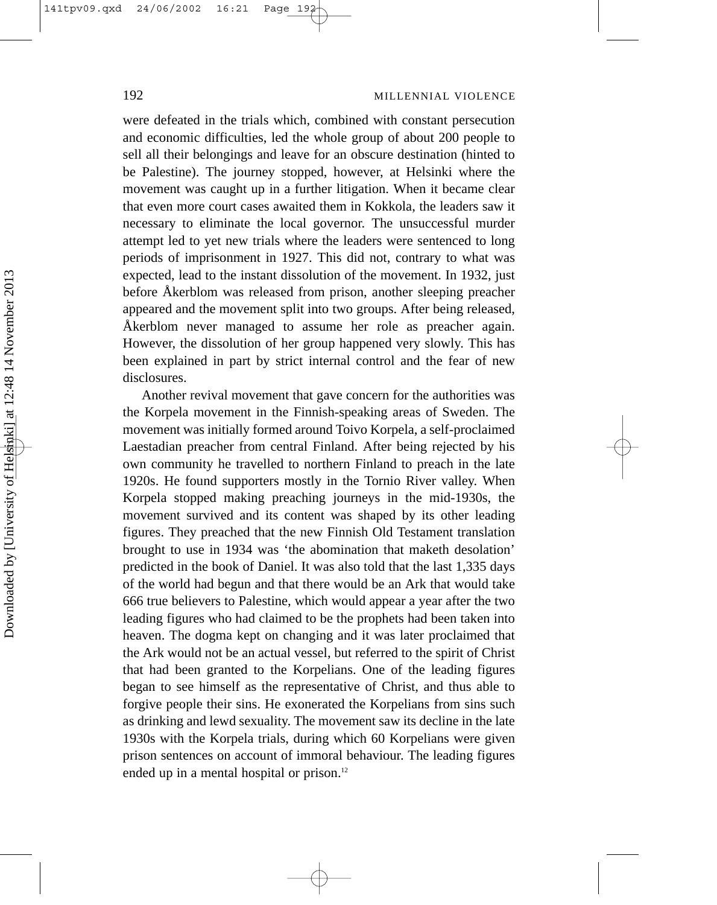were defeated in the trials which, combined with constant persecution and economic difficulties, led the whole group of about 200 people to sell all their belongings and leave for an obscure destination (hinted to be Palestine). The journey stopped, however, at Helsinki where the movement was caught up in a further litigation. When it became clear that even more court cases awaited them in Kokkola, the leaders saw it necessary to eliminate the local governor. The unsuccessful murder attempt led to yet new trials where the leaders were sentenced to long periods of imprisonment in 1927. This did not, contrary to what was expected, lead to the instant dissolution of the movement. In 1932, just before Åkerblom was released from prison, another sleeping preacher appeared and the movement split into two groups. After being released, Åkerblom never managed to assume her role as preacher again. However, the dissolution of her group happened very slowly. This has been explained in part by strict internal control and the fear of new disclosures.

Another revival movement that gave concern for the authorities was the Korpela movement in the Finnish-speaking areas of Sweden. The movement was initially formed around Toivo Korpela, a self-proclaimed Laestadian preacher from central Finland. After being rejected by his own community he travelled to northern Finland to preach in the late 1920s. He found supporters mostly in the Tornio River valley. When Korpela stopped making preaching journeys in the mid-1930s, the movement survived and its content was shaped by its other leading figures. They preached that the new Finnish Old Testament translation brought to use in 1934 was 'the abomination that maketh desolation' predicted in the book of Daniel. It was also told that the last 1,335 days of the world had begun and that there would be an Ark that would take 666 true believers to Palestine, which would appear a year after the two leading figures who had claimed to be the prophets had been taken into heaven. The dogma kept on changing and it was later proclaimed that the Ark would not be an actual vessel, but referred to the spirit of Christ that had been granted to the Korpelians. One of the leading figures began to see himself as the representative of Christ, and thus able to forgive people their sins. He exonerated the Korpelians from sins such as drinking and lewd sexuality. The movement saw its decline in the late 1930s with the Korpela trials, during which 60 Korpelians were given prison sentences on account of immoral behaviour. The leading figures ended up in a mental hospital or prison.[12]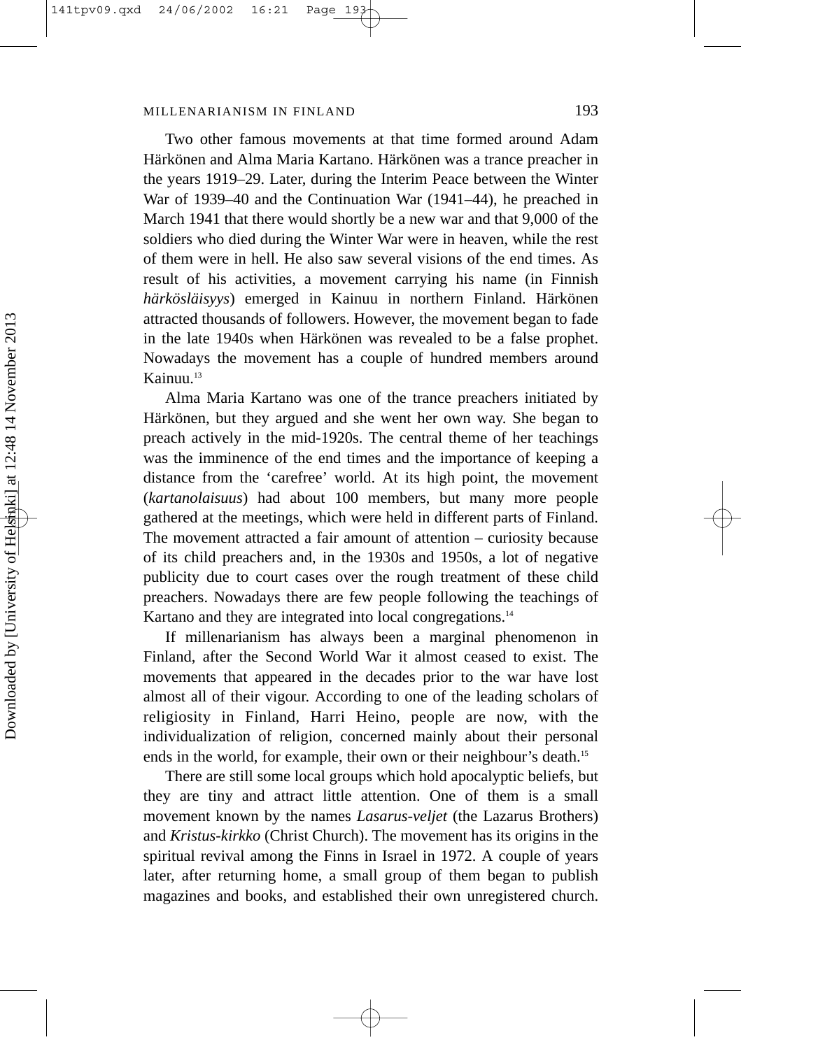Two other famous movements at that time formed around Adam Härkönen and Alma Maria Kartano. Härkönen was a trance preacher in the years 1919–29. Later, during the Interim Peace between the Winter War of 1939–40 and the Continuation War (1941–44), he preached in March 1941 that there would shortly be a new war and that 9,000 of the soldiers who died during the Winter War were in heaven, while the rest of them were in hell. He also saw several visions of the end times. As result of his activities, a movement carrying his name (in Finnish *härkösläisyys*) emerged in Kainuu in northern Finland. Härkönen attracted thousands of followers. However, the movement began to fade in the late 1940s when Härkönen was revealed to be a false prophet. Nowadays the movement has a couple of hundred members around Kainuu.[13]

Alma Maria Kartano was one of the trance preachers initiated by Härkönen, but they argued and she went her own way. She began to preach actively in the mid-1920s. The central theme of her teachings was the imminence of the end times and the importance of keeping a distance from the 'carefree' world. At its high point, the movement (*kartanolaisuus*) had about 100 members, but many more people gathered at the meetings, which were held in different parts of Finland. The movement attracted a fair amount of attention – curiosity because of its child preachers and, in the 1930s and 1950s, a lot of negative publicity due to court cases over the rough treatment of these child preachers. Nowadays there are few people following the teachings of Kartano and they are integrated into local congregations.[14]

If millenarianism has always been a marginal phenomenon in Finland, after the Second World War it almost ceased to exist. The movements that appeared in the decades prior to the war have lost almost all of their vigour. According to one of the leading scholars of religiosity in Finland, Harri Heino, people are now, with the individualization of religion, concerned mainly about their personal ends in the world, for example, their own or their neighbour's death.[15]

There are still some local groups which hold apocalyptic beliefs, but they are tiny and attract little attention. One of them is a small movement known by the names *Lasarus-veljet* (the Lazarus Brothers) and *Kristus-kirkko* (Christ Church). The movement has its origins in the spiritual revival among the Finns in Israel in 1972. A couple of years later, after returning home, a small group of them began to publish magazines and books, and established their own unregistered church.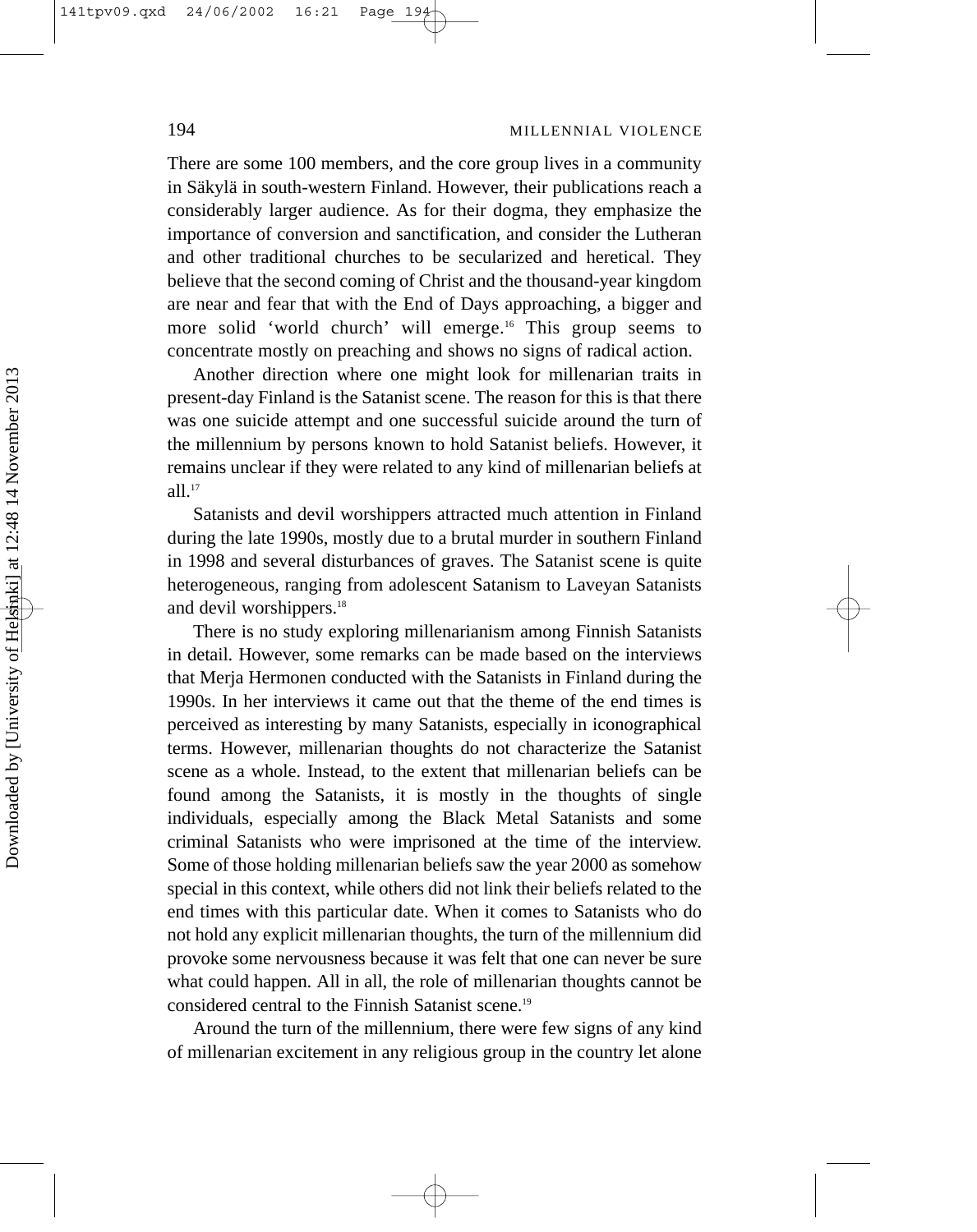There are some 100 members, and the core group lives in a community in Säkylä in south-western Finland. However, their publications reach a considerably larger audience. As for their dogma, they emphasize the importance of conversion and sanctification, and consider the Lutheran and other traditional churches to be secularized and heretical. They believe that the second coming of Christ and the thousand-year kingdom are near and fear that with the End of Days approaching, a bigger and more solid 'world church' will emerge.[16] This group seems to concentrate mostly on preaching and shows no signs of radical action.

Another direction where one might look for millenarian traits in present-day Finland is the Satanist scene. The reason for this is that there was one suicide attempt and one successful suicide around the turn of the millennium by persons known to hold Satanist beliefs. However, it remains unclear if they were related to any kind of millenarian beliefs at all.[17]

Satanists and devil worshippers attracted much attention in Finland during the late 1990s, mostly due to a brutal murder in southern Finland in 1998 and several disturbances of graves. The Satanist scene is quite heterogeneous, ranging from adolescent Satanism to Laveyan Satanists and devil worshippers.[18]

There is no study exploring millenarianism among Finnish Satanists in detail. However, some remarks can be made based on the interviews that Merja Hermonen conducted with the Satanists in Finland during the 1990s. In her interviews it came out that the theme of the end times is perceived as interesting by many Satanists, especially in iconographical terms. However, millenarian thoughts do not characterize the Satanist scene as a whole. Instead, to the extent that millenarian beliefs can be found among the Satanists, it is mostly in the thoughts of single individuals, especially among the Black Metal Satanists and some criminal Satanists who were imprisoned at the time of the interview. Some of those holding millenarian beliefs saw the year 2000 as somehow special in this context, while others did not link their beliefs related to the end times with this particular date. When it comes to Satanists who do not hold any explicit millenarian thoughts, the turn of the millennium did provoke some nervousness because it was felt that one can never be sure what could happen. All in all, the role of millenarian thoughts cannot be considered central to the Finnish Satanist scene.[19]

Around the turn of the millennium, there were few signs of any kind of millenarian excitement in any religious group in the country let alone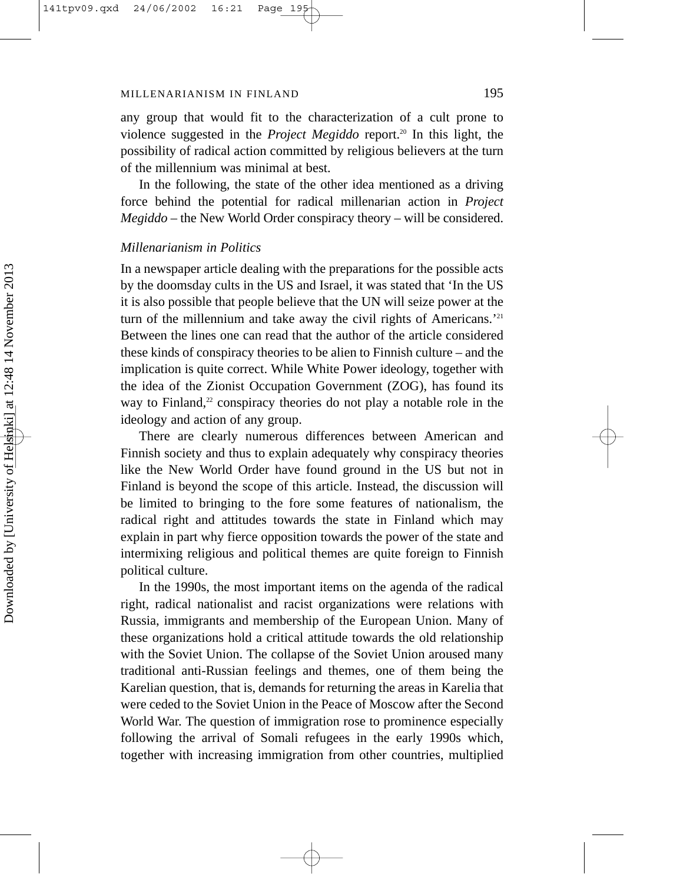any group that would fit to the characterization of a cult prone to violence suggested in the *Project Megiddo* report.[20] In this light, the possibility of radical action committed by religious believers at the turn of the millennium was minimal at best.

In the following, the state of the other idea mentioned as a driving force behind the potential for radical millenarian action in *Project Megiddo* – the New World Order conspiracy theory – will be considered.

### *Millenarianism in Politics*

In a newspaper article dealing with the preparations for the possible acts by the doomsday cults in the US and Israel, it was stated that 'In the US it is also possible that people believe that the UN will seize power at the turn of the millennium and take away the civil rights of Americans.'[21] Between the lines one can read that the author of the article considered these kinds of conspiracy theories to be alien to Finnish culture – and the implication is quite correct. While White Power ideology, together with the idea of the Zionist Occupation Government (ZOG), has found its way to Finland,[22] conspiracy theories do not play a notable role in the ideology and action of any group.

There are clearly numerous differences between American and Finnish society and thus to explain adequately why conspiracy theories like the New World Order have found ground in the US but not in Finland is beyond the scope of this article. Instead, the discussion will be limited to bringing to the fore some features of nationalism, the radical right and attitudes towards the state in Finland which may explain in part why fierce opposition towards the power of the state and intermixing religious and political themes are quite foreign to Finnish political culture.

In the 1990s, the most important items on the agenda of the radical right, radical nationalist and racist organizations were relations with Russia, immigrants and membership of the European Union. Many of these organizations hold a critical attitude towards the old relationship with the Soviet Union. The collapse of the Soviet Union aroused many traditional anti-Russian feelings and themes, one of them being the Karelian question, that is, demands for returning the areas in Karelia that were ceded to the Soviet Union in the Peace of Moscow after the Second World War. The question of immigration rose to prominence especially following the arrival of Somali refugees in the early 1990s which, together with increasing immigration from other countries, multiplied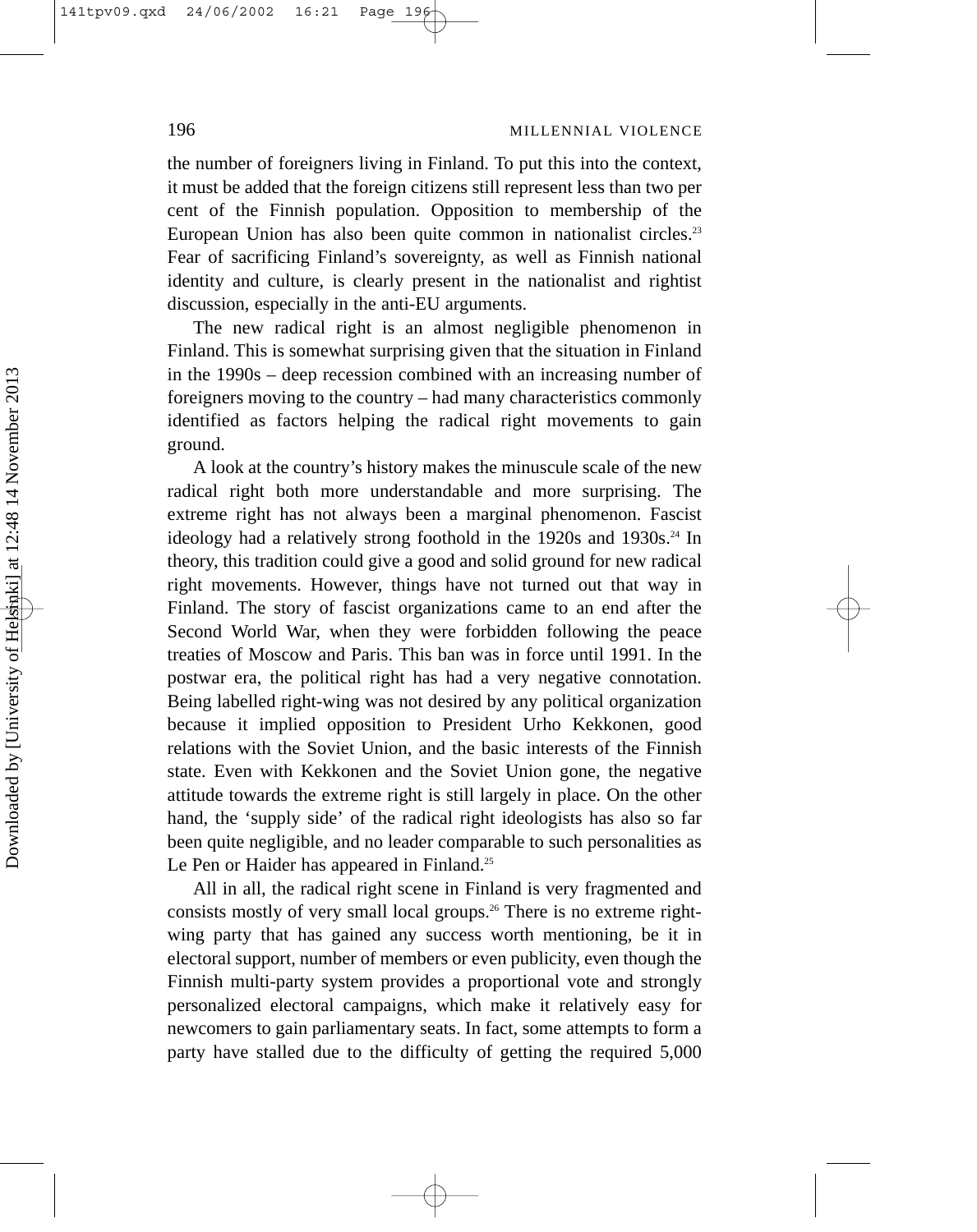the number of foreigners living in Finland. To put this into the context, it must be added that the foreign citizens still represent less than two per cent of the Finnish population. Opposition to membership of the European Union has also been quite common in nationalist circles.[23] Fear of sacrificing Finland's sovereignty, as well as Finnish national identity and culture, is clearly present in the nationalist and rightist discussion, especially in the anti-EU arguments.

The new radical right is an almost negligible phenomenon in Finland. This is somewhat surprising given that the situation in Finland in the 1990s – deep recession combined with an increasing number of foreigners moving to the country – had many characteristics commonly identified as factors helping the radical right movements to gain ground.

A look at the country's history makes the minuscule scale of the new radical right both more understandable and more surprising. The extreme right has not always been a marginal phenomenon. Fascist ideology had a relatively strong foothold in the 1920s and 1930s.[24] In theory, this tradition could give a good and solid ground for new radical right movements. However, things have not turned out that way in Finland. The story of fascist organizations came to an end after the Second World War, when they were forbidden following the peace treaties of Moscow and Paris. This ban was in force until 1991. In the postwar era, the political right has had a very negative connotation. Being labelled right-wing was not desired by any political organization because it implied opposition to President Urho Kekkonen, good relations with the Soviet Union, and the basic interests of the Finnish state. Even with Kekkonen and the Soviet Union gone, the negative attitude towards the extreme right is still largely in place. On the other hand, the 'supply side' of the radical right ideologists has also so far been quite negligible, and no leader comparable to such personalities as Le Pen or Haider has appeared in Finland.[25]

All in all, the radical right scene in Finland is very fragmented and consists mostly of very small local groups.[26] There is no extreme right-wing party that has gained any success worth mentioning, be it in electoral support, number of members or even publicity, even though the Finnish multi-party system provides a proportional vote and strongly personalized electoral campaigns, which make it relatively easy for newcomers to gain parliamentary seats. In fact, some attempts to form a party have stalled due to the difficulty of getting the required 5,000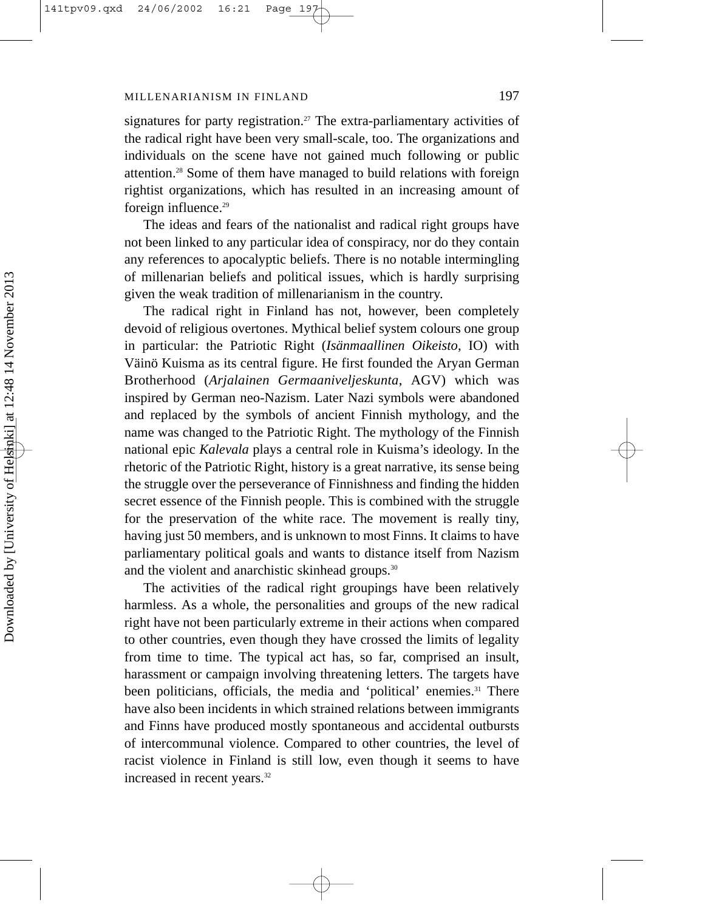signatures for party registration.[27] The extra-parliamentary activities of the radical right have been very small-scale, too. The organizations and individuals on the scene have not gained much following or public attention.[28] Some of them have managed to build relations with foreign rightist organizations, which has resulted in an increasing amount of foreign influence.[29]

The ideas and fears of the nationalist and radical right groups have not been linked to any particular idea of conspiracy, nor do they contain any references to apocalyptic beliefs. There is no notable intermingling of millenarian beliefs and political issues, which is hardly surprising given the weak tradition of millenarianism in the country.

The radical right in Finland has not, however, been completely devoid of religious overtones. Mythical belief system colours one group in particular: the Patriotic Right (*Isänmaallinen Oikeisto*, IO) with Väinö Kuisma as its central figure. He first founded the Aryan German Brotherhood (*Arjalainen Germaaniveljeskunta*, AGV) which was inspired by German neo-Nazism. Later Nazi symbols were abandoned and replaced by the symbols of ancient Finnish mythology, and the name was changed to the Patriotic Right. The mythology of the Finnish national epic *Kalevala* plays a central role in Kuisma's ideology. In the rhetoric of the Patriotic Right, history is a great narrative, its sense being the struggle over the perseverance of Finnishness and finding the hidden secret essence of the Finnish people. This is combined with the struggle for the preservation of the white race. The movement is really tiny, having just 50 members, and is unknown to most Finns. It claims to have parliamentary political goals and wants to distance itself from Nazism and the violent and anarchistic skinhead groups.[30]

The activities of the radical right groupings have been relatively harmless. As a whole, the personalities and groups of the new radical right have not been particularly extreme in their actions when compared to other countries, even though they have crossed the limits of legality from time to time. The typical act has, so far, comprised an insult, harassment or campaign involving threatening letters. The targets have been politicians, officials, the media and 'political' enemies.[31] There have also been incidents in which strained relations between immigrants and Finns have produced mostly spontaneous and accidental outbursts of intercommunal violence. Compared to other countries, the level of racist violence in Finland is still low, even though it seems to have increased in recent years.[32]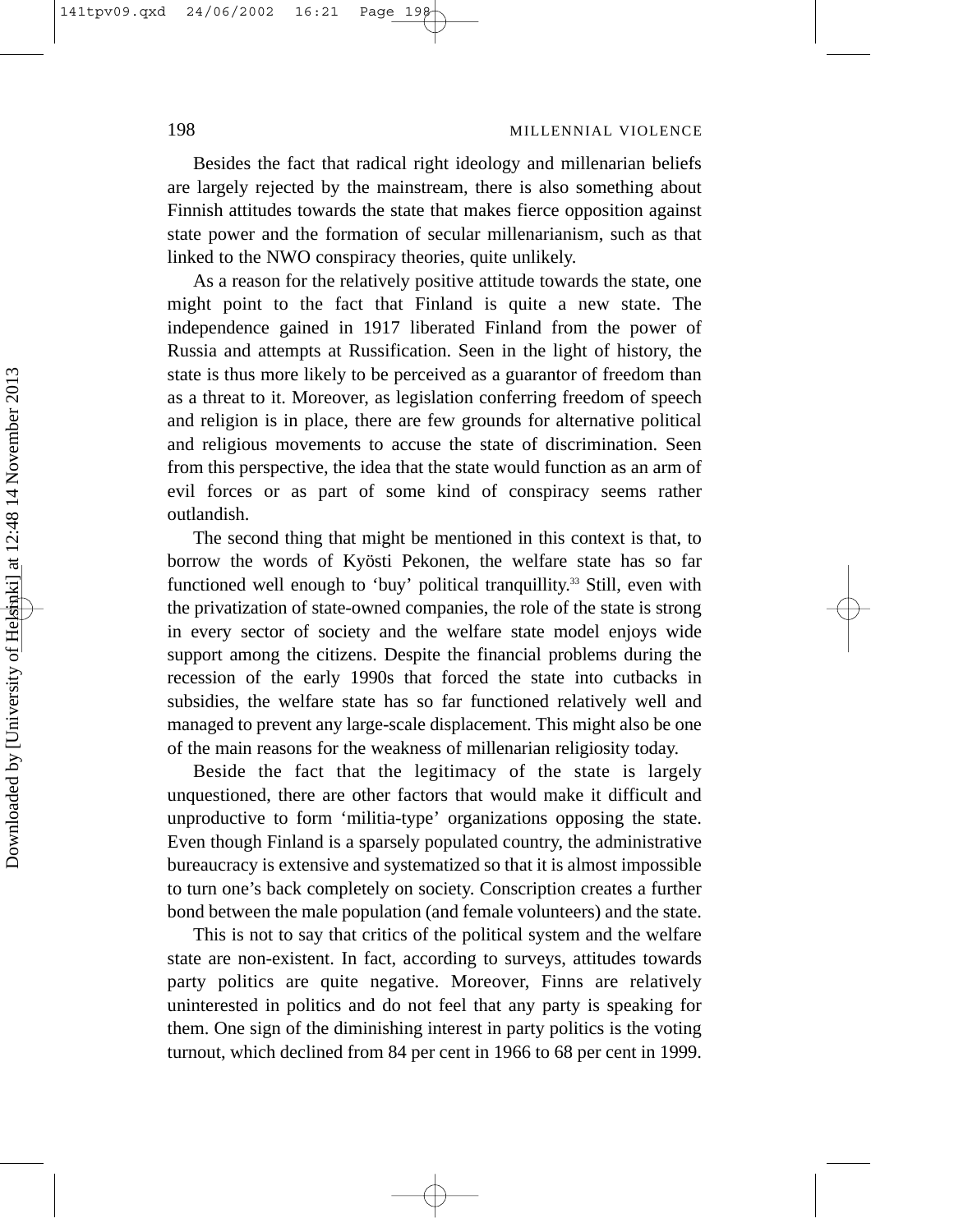Besides the fact that radical right ideology and millenarian beliefs are largely rejected by the mainstream, there is also something about Finnish attitudes towards the state that makes fierce opposition against state power and the formation of secular millenarianism, such as that linked to the NWO conspiracy theories, quite unlikely.

As a reason for the relatively positive attitude towards the state, one might point to the fact that Finland is quite a new state. The independence gained in 1917 liberated Finland from the power of Russia and attempts at Russification. Seen in the light of history, the state is thus more likely to be perceived as a guarantor of freedom than as a threat to it. Moreover, as legislation conferring freedom of speech and religion is in place, there are few grounds for alternative political and religious movements to accuse the state of discrimination. Seen from this perspective, the idea that the state would function as an arm of evil forces or as part of some kind of conspiracy seems rather outlandish.

The second thing that might be mentioned in this context is that, to borrow the words of Kyösti Pekonen, the welfare state has so far functioned well enough to 'buy' political tranquillity.[33] Still, even with the privatization of state-owned companies, the role of the state is strong in every sector of society and the welfare state model enjoys wide support among the citizens. Despite the financial problems during the recession of the early 1990s that forced the state into cutbacks in subsidies, the welfare state has so far functioned relatively well and managed to prevent any large-scale displacement. This might also be one of the main reasons for the weakness of millenarian religiosity today.

Beside the fact that the legitimacy of the state is largely unquestioned, there are other factors that would make it difficult and unproductive to form 'militia-type' organizations opposing the state. Even though Finland is a sparsely populated country, the administrative bureaucracy is extensive and systematized so that it is almost impossible to turn one's back completely on society. Conscription creates a further bond between the male population (and female volunteers) and the state.

This is not to say that critics of the political system and the welfare state are non-existent. In fact, according to surveys, attitudes towards party politics are quite negative. Moreover, Finns are relatively uninterested in politics and do not feel that any party is speaking for them. One sign of the diminishing interest in party politics is the voting turnout, which declined from 84 per cent in 1966 to 68 per cent in 1999.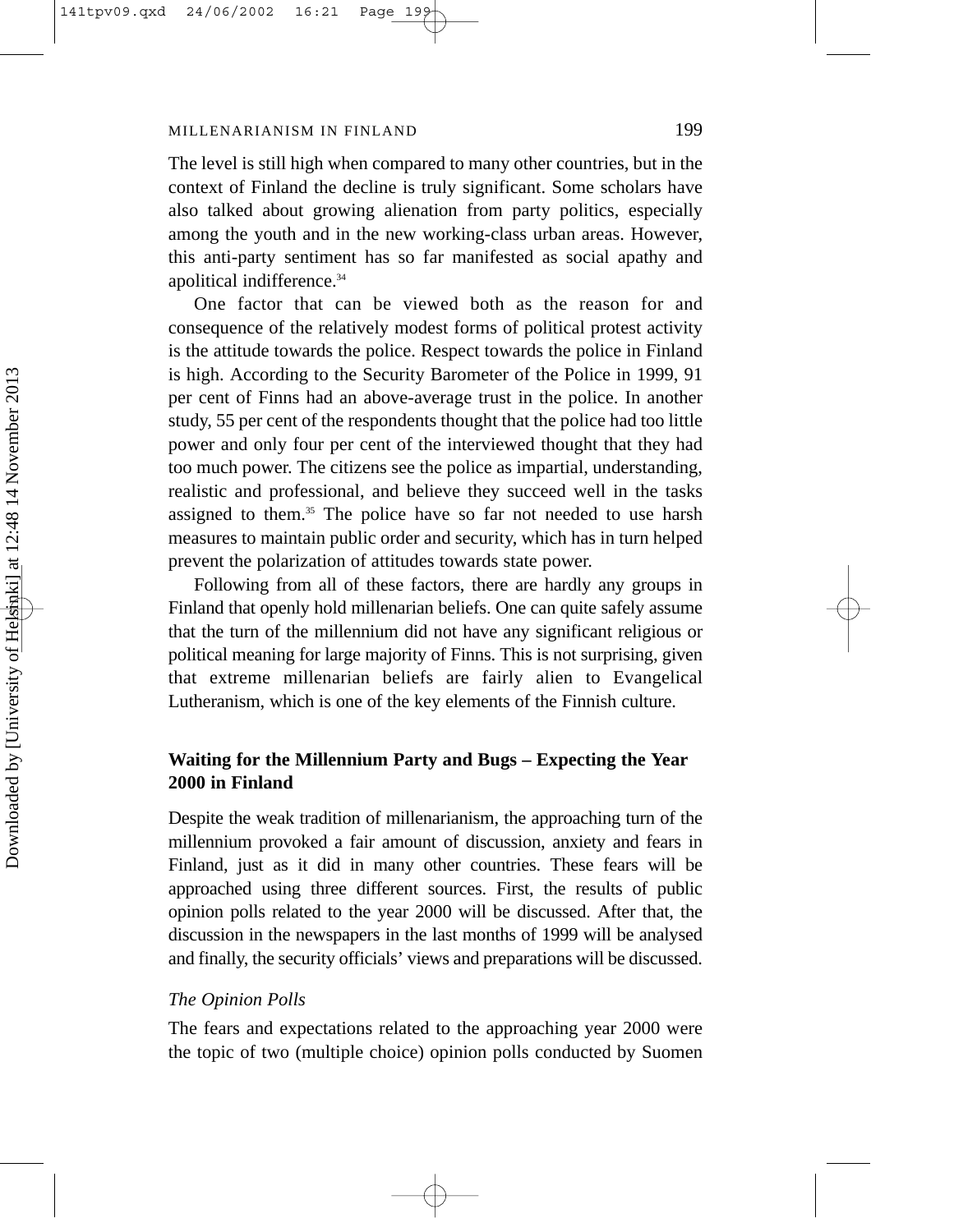The level is still high when compared to many other countries, but in the context of Finland the decline is truly significant. Some scholars have also talked about growing alienation from party politics, especially among the youth and in the new working-class urban areas. However, this anti-party sentiment has so far manifested as social apathy and apolitical indifference.[34]

One factor that can be viewed both as the reason for and consequence of the relatively modest forms of political protest activity is the attitude towards the police. Respect towards the police in Finland is high. According to the Security Barometer of the Police in 1999, 91 per cent of Finns had an above-average trust in the police. In another study, 55 per cent of the respondents thought that the police had too little power and only four per cent of the interviewed thought that they had too much power. The citizens see the police as impartial, understanding, realistic and professional, and believe they succeed well in the tasks assigned to them.[35] The police have so far not needed to use harsh measures to maintain public order and security, which has in turn helped prevent the polarization of attitudes towards state power.

Following from all of these factors, there are hardly any groups in Finland that openly hold millenarian beliefs. One can quite safely assume that the turn of the millennium did not have any significant religious or political meaning for large majority of Finns. This is not surprising, given that extreme millenarian beliefs are fairly alien to Evangelical Lutheranism, which is one of the key elements of the Finnish culture.

## Waiting for the Millennium Party and Bugs – Expecting the Year 2000 in Finland

Despite the weak tradition of millenarianism, the approaching turn of the millennium provoked a fair amount of discussion, anxiety and fears in Finland, just as it did in many other countries. These fears will be approached using three different sources. First, the results of public opinion polls related to the year 2000 will be discussed. After that, the discussion in the newspapers in the last months of 1999 will be analysed and finally, the security officials' views and preparations will be discussed.

### *The Opinion Polls*

The fears and expectations related to the approaching year 2000 were the topic of two (multiple choice) opinion polls conducted by Suomen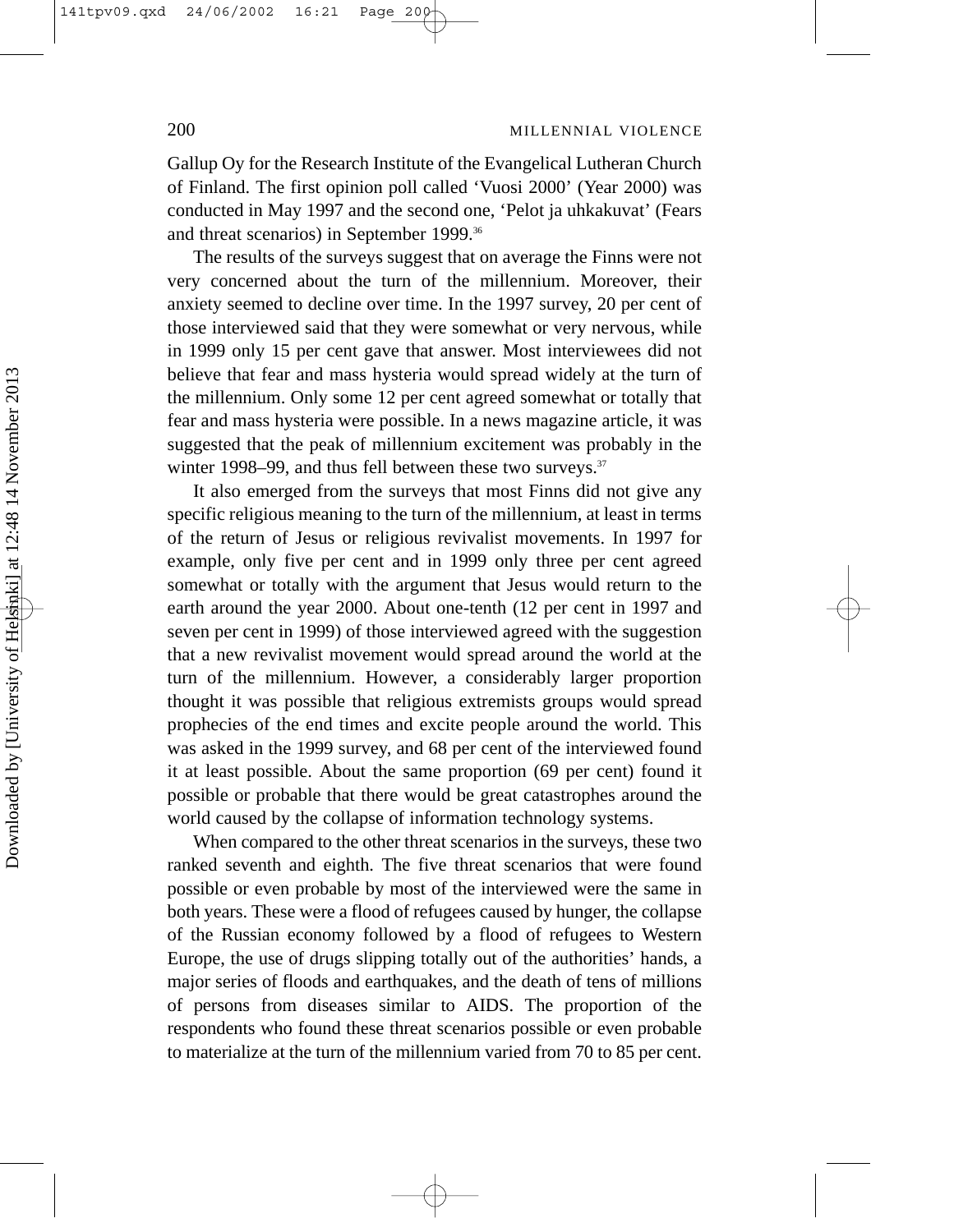Gallup Oy for the Research Institute of the Evangelical Lutheran Church of Finland. The first opinion poll called 'Vuosi 2000' (Year 2000) was conducted in May 1997 and the second one, 'Pelot ja uhkakuvat' (Fears and threat scenarios) in September 1999.[36]

The results of the surveys suggest that on average the Finns were not very concerned about the turn of the millennium. Moreover, their anxiety seemed to decline over time. In the 1997 survey, 20 per cent of those interviewed said that they were somewhat or very nervous, while in 1999 only 15 per cent gave that answer. Most interviewees did not believe that fear and mass hysteria would spread widely at the turn of the millennium. Only some 12 per cent agreed somewhat or totally that fear and mass hysteria were possible. In a news magazine article, it was suggested that the peak of millennium excitement was probably in the winter 1998–99, and thus fell between these two surveys.[37]

It also emerged from the surveys that most Finns did not give any specific religious meaning to the turn of the millennium, at least in terms of the return of Jesus or religious revivalist movements. In 1997 for example, only five per cent and in 1999 only three per cent agreed somewhat or totally with the argument that Jesus would return to the earth around the year 2000. About one-tenth (12 per cent in 1997 and seven per cent in 1999) of those interviewed agreed with the suggestion that a new revivalist movement would spread around the world at the turn of the millennium. However, a considerably larger proportion thought it was possible that religious extremists groups would spread prophecies of the end times and excite people around the world. This was asked in the 1999 survey, and 68 per cent of the interviewed found it at least possible. About the same proportion (69 per cent) found it possible or probable that there would be great catastrophes around the world caused by the collapse of information technology systems.

When compared to the other threat scenarios in the surveys, these two ranked seventh and eighth. The five threat scenarios that were found possible or even probable by most of the interviewed were the same in both years. These were a flood of refugees caused by hunger, the collapse of the Russian economy followed by a flood of refugees to Western Europe, the use of drugs slipping totally out of the authorities' hands, a major series of floods and earthquakes, and the death of tens of millions of persons from diseases similar to AIDS. The proportion of the respondents who found these threat scenarios possible or even probable to materialize at the turn of the millennium varied from 70 to 85 per cent.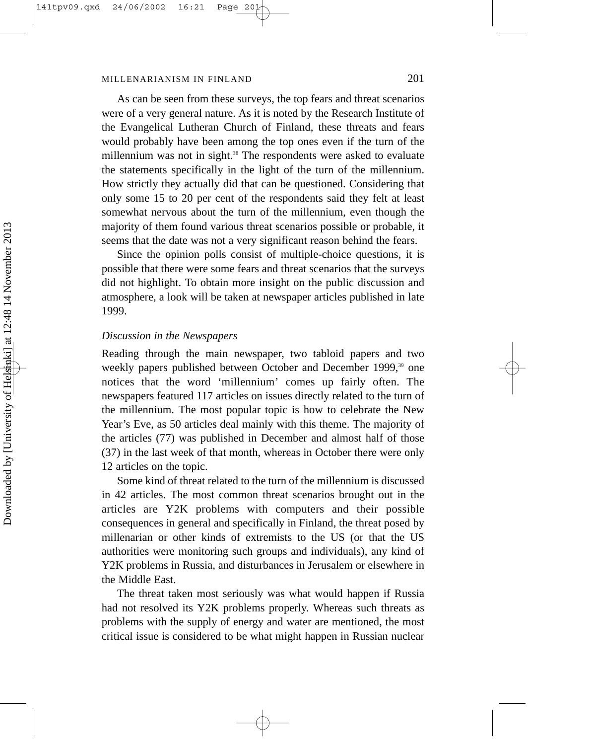As can be seen from these surveys, the top fears and threat scenarios were of a very general nature. As it is noted by the Research Institute of the Evangelical Lutheran Church of Finland, these threats and fears would probably have been among the top ones even if the turn of the millennium was not in sight.[38] The respondents were asked to evaluate the statements specifically in the light of the turn of the millennium. How strictly they actually did that can be questioned. Considering that only some 15 to 20 per cent of the respondents said they felt at least somewhat nervous about the turn of the millennium, even though the majority of them found various threat scenarios possible or probable, it seems that the date was not a very significant reason behind the fears.

Since the opinion polls consist of multiple-choice questions, it is possible that there were some fears and threat scenarios that the surveys did not highlight. To obtain more insight on the public discussion and atmosphere, a look will be taken at newspaper articles published in late 1999.

*Discussion in the Newspapers*

Reading through the main newspaper, two tabloid papers and two weekly papers published between October and December 1999,[39] one notices that the word 'millennium' comes up fairly often. The newspapers featured 117 articles on issues directly related to the turn of the millennium. The most popular topic is how to celebrate the New Year's Eve, as 50 articles deal mainly with this theme. The majority of the articles (77) was published in December and almost half of those (37) in the last week of that month, whereas in October there were only 12 articles on the topic.

Some kind of threat related to the turn of the millennium is discussed in 42 articles. The most common threat scenarios brought out in the articles are Y2K problems with computers and their possible consequences in general and specifically in Finland, the threat posed by millenarian or other kinds of extremists to the US (or that the US authorities were monitoring such groups and individuals), any kind of Y2K problems in Russia, and disturbances in Jerusalem or elsewhere in the Middle East.

The threat taken most seriously was what would happen if Russia had not resolved its Y2K problems properly. Whereas such threats as problems with the supply of energy and water are mentioned, the most critical issue is considered to be what might happen in Russian nuclear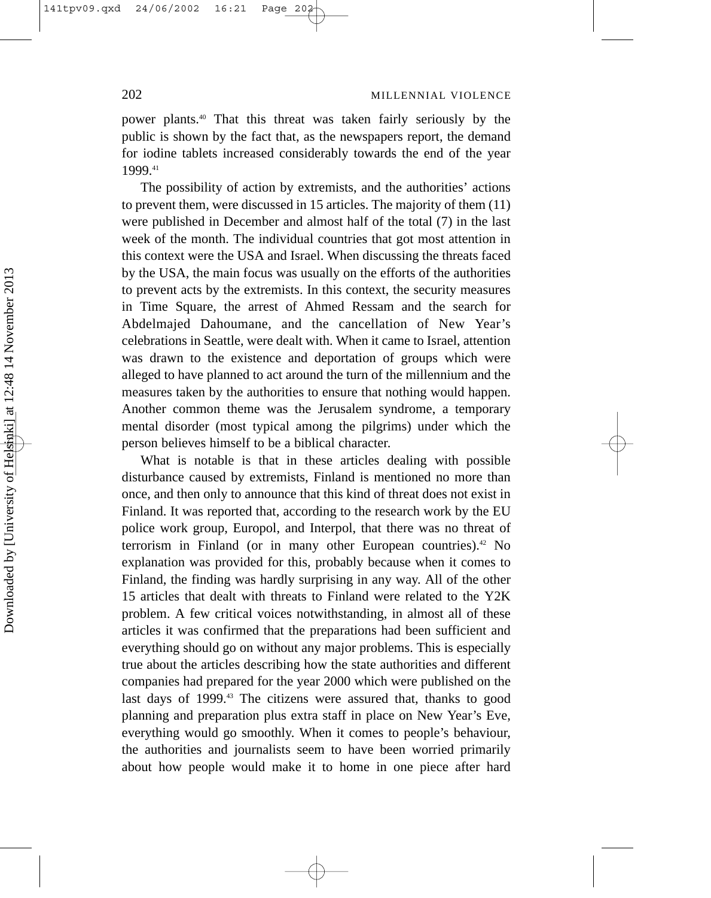power plants.[40] That this threat was taken fairly seriously by the public is shown by the fact that, as the newspapers report, the demand for iodine tablets increased considerably towards the end of the year 1999.[41]

The possibility of action by extremists, and the authorities' actions to prevent them, were discussed in 15 articles. The majority of them (11) were published in December and almost half of the total (7) in the last week of the month. The individual countries that got most attention in this context were the USA and Israel. When discussing the threats faced by the USA, the main focus was usually on the efforts of the authorities to prevent acts by the extremists. In this context, the security measures in Time Square, the arrest of Ahmed Ressam and the search for Abdelmajed Dahoumane, and the cancellation of New Year's celebrations in Seattle, were dealt with. When it came to Israel, attention was drawn to the existence and deportation of groups which were alleged to have planned to act around the turn of the millennium and the measures taken by the authorities to ensure that nothing would happen. Another common theme was the Jerusalem syndrome, a temporary mental disorder (most typical among the pilgrims) under which the person believes himself to be a biblical character.

What is notable is that in these articles dealing with possible disturbance caused by extremists, Finland is mentioned no more than once, and then only to announce that this kind of threat does not exist in Finland. It was reported that, according to the research work by the EU police work group, Europol, and Interpol, that there was no threat of terrorism in Finland (or in many other European countries).[42] No explanation was provided for this, probably because when it comes to Finland, the finding was hardly surprising in any way. All of the other 15 articles that dealt with threats to Finland were related to the Y2K problem. A few critical voices notwithstanding, in almost all of these articles it was confirmed that the preparations had been sufficient and everything should go on without any major problems. This is especially true about the articles describing how the state authorities and different companies had prepared for the year 2000 which were published on the last days of 1999.[43] The citizens were assured that, thanks to good planning and preparation plus extra staff in place on New Year's Eve, everything would go smoothly. When it comes to people's behaviour, the authorities and journalists seem to have been worried primarily about how people would make it to home in one piece after hard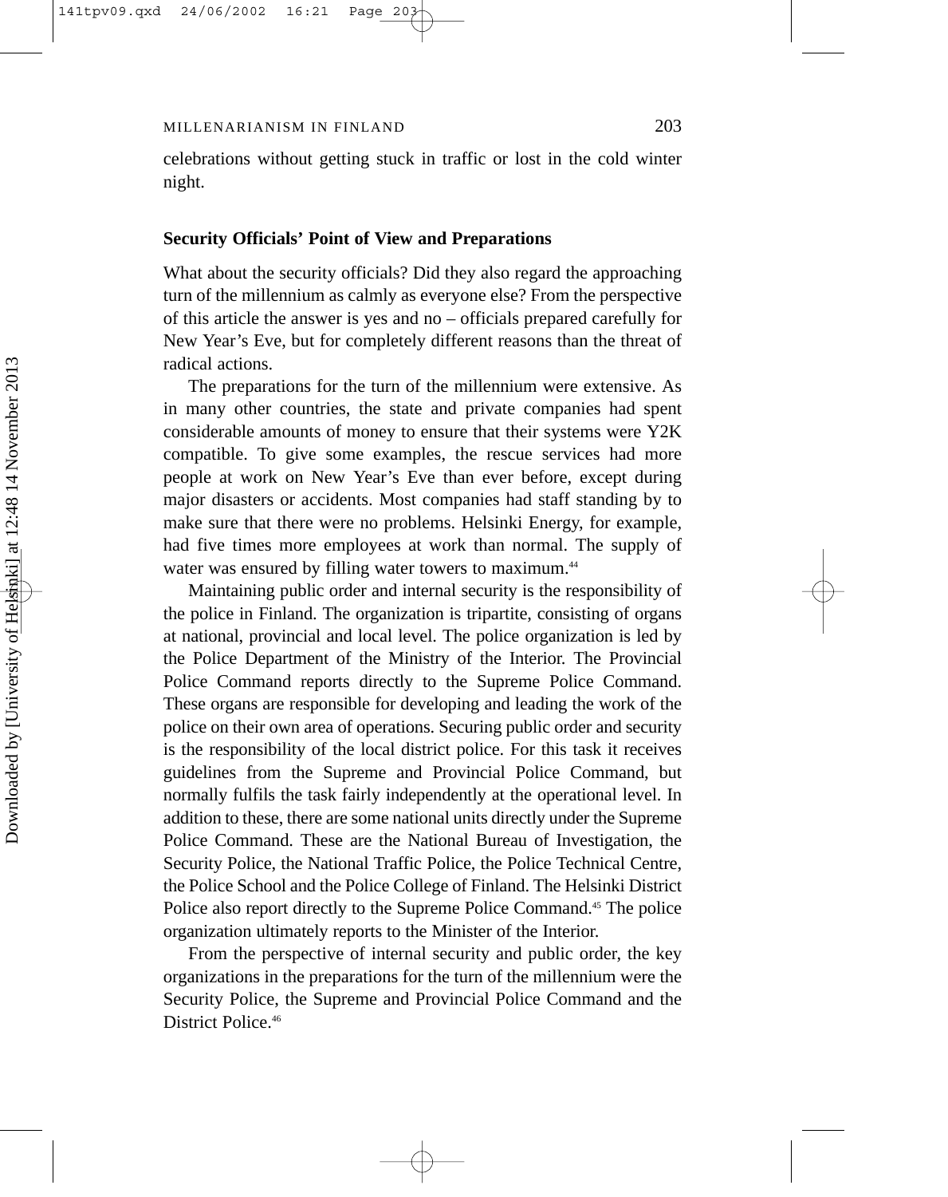celebrations without getting stuck in traffic or lost in the cold winter night.

### Security Officials' Point of View and Preparations

What about the security officials? Did they also regard the approaching turn of the millennium as calmly as everyone else? From the perspective of this article the answer is yes and no – officials prepared carefully for New Year's Eve, but for completely different reasons than the threat of radical actions.

The preparations for the turn of the millennium were extensive. As in many other countries, the state and private companies had spent considerable amounts of money to ensure that their systems were Y2K compatible. To give some examples, the rescue services had more people at work on New Year's Eve than ever before, except during major disasters or accidents. Most companies had staff standing by to make sure that there were no problems. Helsinki Energy, for example, had five times more employees at work than normal. The supply of water was ensured by filling water towers to maximum.[44]

Maintaining public order and internal security is the responsibility of the police in Finland. The organization is tripartite, consisting of organs at national, provincial and local level. The police organization is led by the Police Department of the Ministry of the Interior. The Provincial Police Command reports directly to the Supreme Police Command. These organs are responsible for developing and leading the work of the police on their own area of operations. Securing public order and security is the responsibility of the local district police. For this task it receives guidelines from the Supreme and Provincial Police Command, but normally fulfils the task fairly independently at the operational level. In addition to these, there are some national units directly under the Supreme Police Command. These are the National Bureau of Investigation, the Security Police, the National Traffic Police, the Police Technical Centre, the Police School and the Police College of Finland. The Helsinki District Police also report directly to the Supreme Police Command.[45] The police organization ultimately reports to the Minister of the Interior.

From the perspective of internal security and public order, the key organizations in the preparations for the turn of the millennium were the Security Police, the Supreme and Provincial Police Command and the District Police.[46]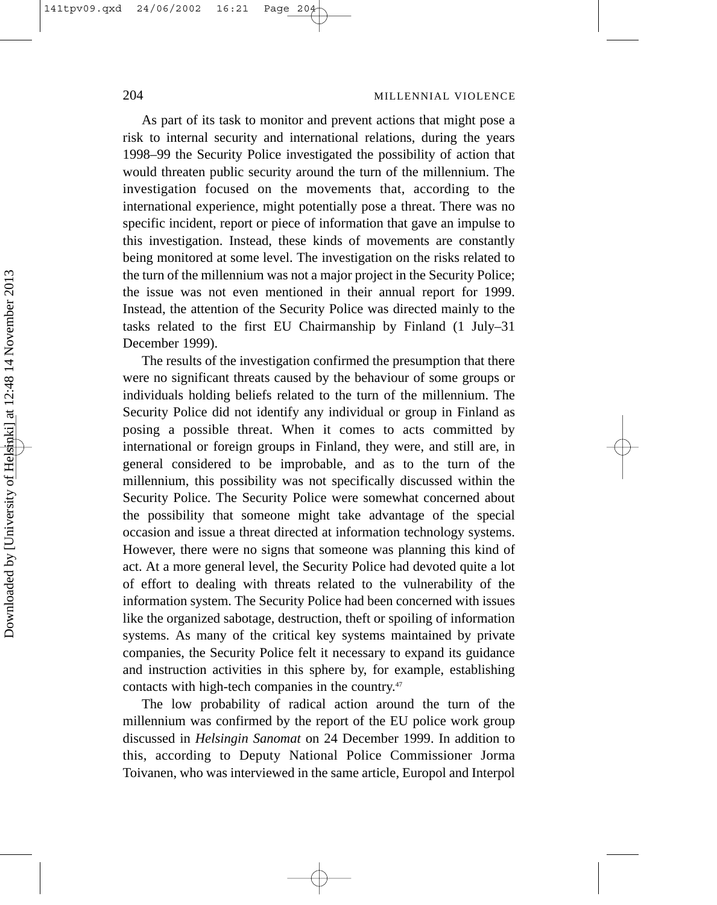As part of its task to monitor and prevent actions that might pose a risk to internal security and international relations, during the years 1998–99 the Security Police investigated the possibility of action that would threaten public security around the turn of the millennium. The investigation focused on the movements that, according to the international experience, might potentially pose a threat. There was no specific incident, report or piece of information that gave an impulse to this investigation. Instead, these kinds of movements are constantly being monitored at some level. The investigation on the risks related to the turn of the millennium was not a major project in the Security Police; the issue was not even mentioned in their annual report for 1999. Instead, the attention of the Security Police was directed mainly to the tasks related to the first EU Chairmanship by Finland (1 July–31 December 1999).

The results of the investigation confirmed the presumption that there were no significant threats caused by the behaviour of some groups or individuals holding beliefs related to the turn of the millennium. The Security Police did not identify any individual or group in Finland as posing a possible threat. When it comes to acts committed by international or foreign groups in Finland, they were, and still are, in general considered to be improbable, and as to the turn of the millennium, this possibility was not specifically discussed within the Security Police. The Security Police were somewhat concerned about the possibility that someone might take advantage of the special occasion and issue a threat directed at information technology systems. However, there were no signs that someone was planning this kind of act. At a more general level, the Security Police had devoted quite a lot of effort to dealing with threats related to the vulnerability of the information system. The Security Police had been concerned with issues like the organized sabotage, destruction, theft or spoiling of information systems. As many of the critical key systems maintained by private companies, the Security Police felt it necessary to expand its guidance and instruction activities in this sphere by, for example, establishing contacts with high-tech companies in the country.[47]

The low probability of radical action around the turn of the millennium was confirmed by the report of the EU police work group discussed in *Helsingin Sanomat* on 24 December 1999. In addition to this, according to Deputy National Police Commissioner Jorma Toivanen, who was interviewed in the same article, Europol and Interpol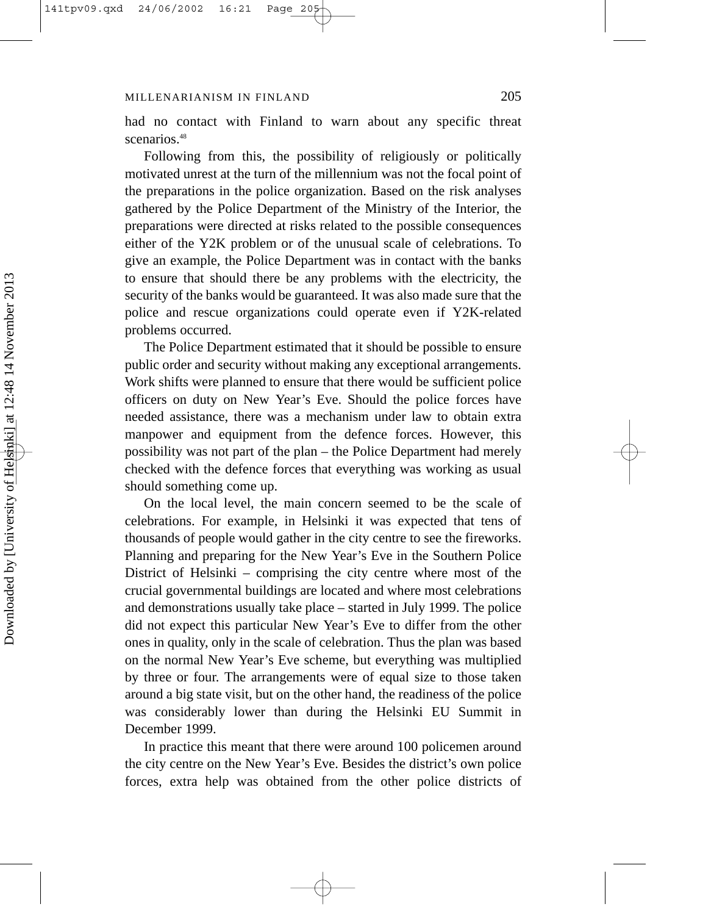had no contact with Finland to warn about any specific threat scenarios.[48]

Following from this, the possibility of religiously or politically motivated unrest at the turn of the millennium was not the focal point of the preparations in the police organization. Based on the risk analyses gathered by the Police Department of the Ministry of the Interior, the preparations were directed at risks related to the possible consequences either of the Y2K problem or of the unusual scale of celebrations. To give an example, the Police Department was in contact with the banks to ensure that should there be any problems with the electricity, the security of the banks would be guaranteed. It was also made sure that the police and rescue organizations could operate even if Y2K-related problems occurred.

The Police Department estimated that it should be possible to ensure public order and security without making any exceptional arrangements. Work shifts were planned to ensure that there would be sufficient police officers on duty on New Year's Eve. Should the police forces have needed assistance, there was a mechanism under law to obtain extra manpower and equipment from the defence forces. However, this possibility was not part of the plan – the Police Department had merely checked with the defence forces that everything was working as usual should something come up.

On the local level, the main concern seemed to be the scale of celebrations. For example, in Helsinki it was expected that tens of thousands of people would gather in the city centre to see the fireworks. Planning and preparing for the New Year's Eve in the Southern Police District of Helsinki – comprising the city centre where most of the crucial governmental buildings are located and where most celebrations and demonstrations usually take place – started in July 1999. The police did not expect this particular New Year's Eve to differ from the other ones in quality, only in the scale of celebration. Thus the plan was based on the normal New Year's Eve scheme, but everything was multiplied by three or four. The arrangements were of equal size to those taken around a big state visit, but on the other hand, the readiness of the police was considerably lower than during the Helsinki EU Summit in December 1999.

In practice this meant that there were around 100 policemen around the city centre on the New Year's Eve. Besides the district's own police forces, extra help was obtained from the other police districts of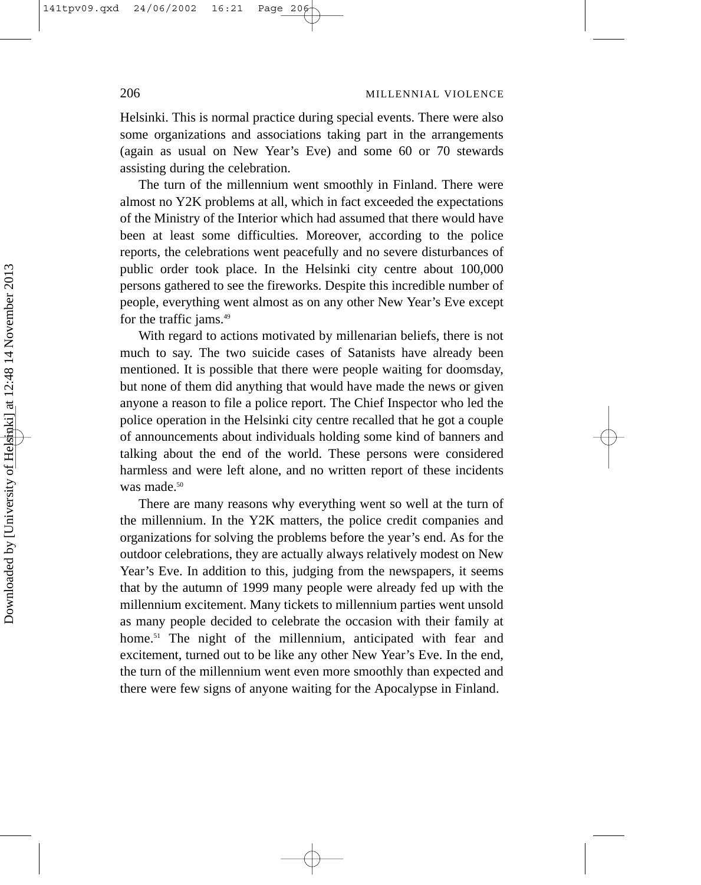Helsinki. This is normal practice during special events. There were also some organizations and associations taking part in the arrangements (again as usual on New Year's Eve) and some 60 or 70 stewards assisting during the celebration.

The turn of the millennium went smoothly in Finland. There were almost no Y2K problems at all, which in fact exceeded the expectations of the Ministry of the Interior which had assumed that there would have been at least some difficulties. Moreover, according to the police reports, the celebrations went peacefully and no severe disturbances of public order took place. In the Helsinki city centre about 100,000 persons gathered to see the fireworks. Despite this incredible number of people, everything went almost as on any other New Year's Eve except for the traffic jams.[49]

With regard to actions motivated by millenarian beliefs, there is not much to say. The two suicide cases of Satanists have already been mentioned. It is possible that there were people waiting for doomsday, but none of them did anything that would have made the news or given anyone a reason to file a police report. The Chief Inspector who led the police operation in the Helsinki city centre recalled that he got a couple of announcements about individuals holding some kind of banners and talking about the end of the world. These persons were considered harmless and were left alone, and no written report of these incidents was made.[50]

There are many reasons why everything went so well at the turn of the millennium. In the Y2K matters, the police credit companies and organizations for solving the problems before the year's end. As for the outdoor celebrations, they are actually always relatively modest on New Year's Eve. In addition to this, judging from the newspapers, it seems that by the autumn of 1999 many people were already fed up with the millennium excitement. Many tickets to millennium parties went unsold as many people decided to celebrate the occasion with their family at home.[51] The night of the millennium, anticipated with fear and excitement, turned out to be like any other New Year's Eve. In the end, the turn of the millennium went even more smoothly than expected and there were few signs of anyone waiting for the Apocalypse in Finland.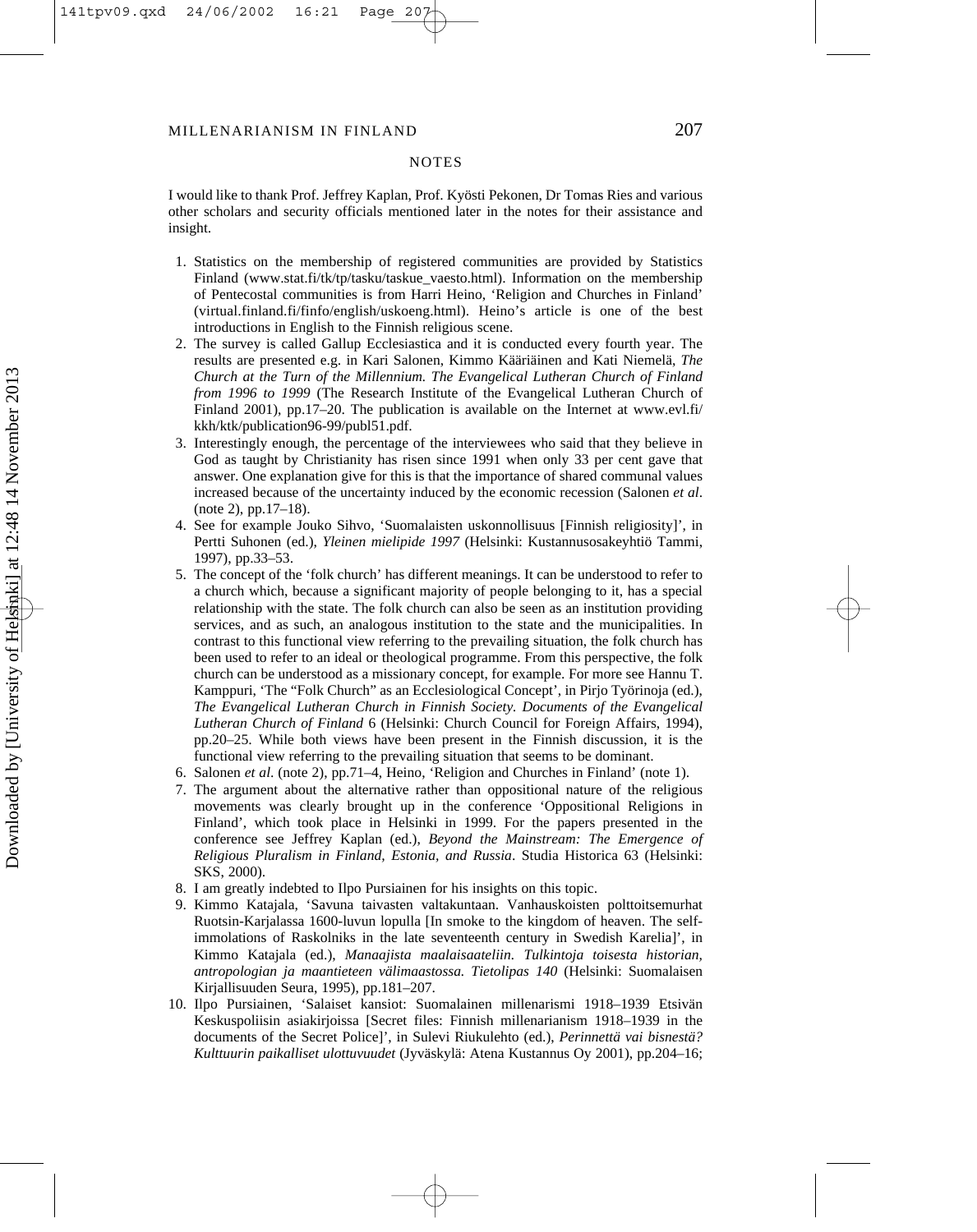## NOTES

I would like to thank Prof. Jeffrey Kaplan, Prof. Kyösti Pekonen, Dr Tomas Ries and various other scholars and security officials mentioned later in the notes for their assistance and insight.

1. Statistics on the membership of registered communities are provided by Statistics Finland (www.stat.fi/tk/tp/tasku/taskue_vaesto.html). Information on the membership of Pentecostal communities is from Harri Heino, 'Religion and Churches in Finland' (virtual.finland.fi/finfo/english/uskoeng.html). Heino's article is one of the best introductions in English to the Finnish religious scene.
2. The survey is called Gallup Ecclesiastica and it is conducted every fourth year. The results are presented e.g. in Kari Salonen, Kimmo Kääriäinen and Kati Niemelä, *The Church at the Turn of the Millennium. The Evangelical Lutheran Church of Finland from 1996 to 1999* (The Research Institute of the Evangelical Lutheran Church of Finland 2001), pp.17–20. The publication is available on the Internet at www.evl.fi/kkh/ktk/publication96-99/publ51.pdf.
3. Interestingly enough, the percentage of the interviewees who said that they believe in God as taught by Christianity has risen since 1991 when only 33 per cent gave that answer. One explanation give for this is that the importance of shared communal values increased because of the uncertainty induced by the economic recession (Salonen *et al*. (note 2), pp.17–18).
4. See for example Jouko Sihvo, 'Suomalaisten uskonnollisuus [Finnish religiosity]', in Pertti Suhonen (ed.), *Yleinen mielipide 1997* (Helsinki: Kustannusosakeyhtiö Tammi, 1997), pp.33–53.
5. The concept of the 'folk church' has different meanings. It can be understood to refer to a church which, because a significant majority of people belonging to it, has a special relationship with the state. The folk church can also be seen as an institution providing services, and as such, an analogous institution to the state and the municipalities. In contrast to this functional view referring to the prevailing situation, the folk church has been used to refer to an ideal or theological programme. From this perspective, the folk church can be understood as a missionary concept, for example. For more see Hannu T. Kamppuri, 'The "Folk Church" as an Ecclesiological Concept', in Pirjo Työrinoja (ed.), *The Evangelical Lutheran Church in Finnish Society. Documents of the Evangelical Lutheran Church of Finland* 6 (Helsinki: Church Council for Foreign Affairs, 1994), pp.20–25. While both views have been present in the Finnish discussion, it is the functional view referring to the prevailing situation that seems to be dominant.
6. Salonen *et al*. (note 2), pp.71–4, Heino, 'Religion and Churches in Finland' (note 1).
7. The argument about the alternative rather than oppositional nature of the religious movements was clearly brought up in the conference 'Oppositional Religions in Finland', which took place in Helsinki in 1999. For the papers presented in the conference see Jeffrey Kaplan (ed.), *Beyond the Mainstream: The Emergence of Religious Pluralism in Finland, Estonia, and Russia*. Studia Historica 63 (Helsinki: SKS, 2000).
8. I am greatly indebted to Ilpo Pursiainen for his insights on this topic.
9. Kimmo Katajala, 'Savuna taivasten valtakuntaan. Vanhauskoisten polttoitsemurhat Ruotsin-Karjalassa 1600-luvun lopulla [In smoke to the kingdom of heaven. The self-immolations of Raskolniks in the late seventeenth century in Swedish Karelia]', in Kimmo Katajala (ed.), *Manaajista maalaisaateliin. Tulkintoja toisesta historian, antropologian ja maantieteen välimaastossa. Tietolipas 140* (Helsinki: Suomalaisen Kirjallisuuden Seura, 1995), pp.181–207.
10. Ilpo Pursiainen, 'Salaiset kansiot: Suomalainen millenarismi 1918–1939 Etsivän Keskuspoliisin asiakirjoissa [Secret files: Finnish millenarianism 1918–1939 in the documents of the Secret Police]', in Sulevi Riukulehto (ed.), *Perinnettä vai bisnestä? Kulttuurin paikalliset ulottuvuudet* (Jyväskylä: Atena Kustannus Oy 2001), pp.204–16;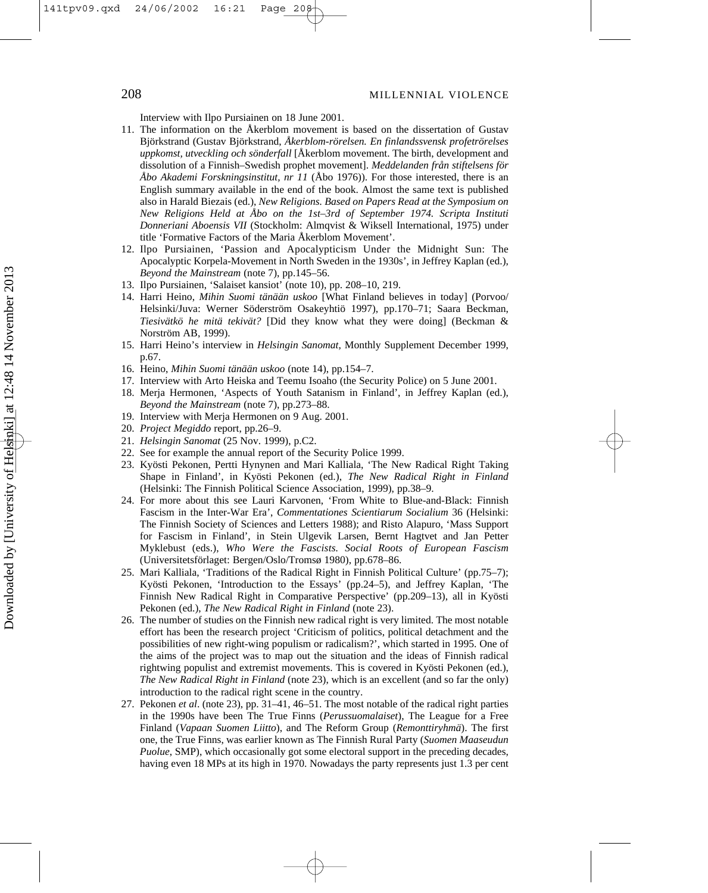Interview with Ilpo Pursiainen on 18 June 2001.

11. The information on the Åkerblom movement is based on the dissertation of Gustav Björkstrand (Gustav Björkstrand, *Åkerblom-rörelsen. En finlandssvensk profetrörelses uppkomst, utveckling och sönderfall* [Åkerblom movement. The birth, development and dissolution of a Finnish–Swedish prophet movement]. *Meddelanden från stiftelsens för Åbo Akademi Forskningsinstitut, nr 11* (Åbo 1976)). For those interested, there is an English summary available in the end of the book. Almost the same text is published also in Harald Biezais (ed.), *New Religions. Based on Papers Read at the Symposium on New Religions Held at Åbo on the 1st–3rd of September 1974. Scripta Instituti Donneriani Aboensis VII* (Stockholm: Almqvist & Wiksell International, 1975) under title 'Formative Factors of the Maria Åkerblom Movement'.
12. Ilpo Pursiainen, 'Passion and Apocalypticism Under the Midnight Sun: The Apocalyptic Korpela-Movement in North Sweden in the 1930s', in Jeffrey Kaplan (ed.), *Beyond the Mainstream* (note 7), pp.145–56.
13. Ilpo Pursiainen, 'Salaiset kansiot' (note 10), pp. 208–10, 219.
14. Harri Heino, *Mihin Suomi tänään uskoo* [What Finland believes in today] (Porvoo/Helsinki/Juva: Werner Söderström Osakeyhtiö 1997), pp.170–71; Saara Beckman, *Tiesivätkö he mitä tekivät?* [Did they know what they were doing] (Beckman & Norström AB, 1999).
15. Harri Heino's interview in *Helsingin Sanomat*, Monthly Supplement December 1999, p.67.
16. Heino, *Mihin Suomi tänään uskoo* (note 14), pp.154–7.
17. Interview with Arto Heiska and Teemu Isoaho (the Security Police) on 5 June 2001.
18. Merja Hermonen, 'Aspects of Youth Satanism in Finland', in Jeffrey Kaplan (ed.), *Beyond the Mainstream* (note 7), pp.273–88.
19. Interview with Merja Hermonen on 9 Aug. 2001.
20. *Project Megiddo* report, pp.26–9.
21. *Helsingin Sanomat* (25 Nov. 1999), p.C2.
22. See for example the annual report of the Security Police 1999.
23. Kyösti Pekonen, Pertti Hynynen and Mari Kalliala, 'The New Radical Right Taking Shape in Finland', in Kyösti Pekonen (ed.), *The New Radical Right in Finland* (Helsinki: The Finnish Political Science Association, 1999), pp.38–9.
24. For more about this see Lauri Karvonen, 'From White to Blue-and-Black: Finnish Fascism in the Inter-War Era', *Commentationes Scientiarum Socialium* 36 (Helsinki: The Finnish Society of Sciences and Letters 1988); and Risto Alapuro, 'Mass Support for Fascism in Finland', in Stein Ulgevik Larsen, Bernt Hagtvet and Jan Petter Myklebust (eds.), *Who Were the Fascists. Social Roots of European Fascism* (Universitetsförlaget: Bergen/Oslo/Tromsø 1980), pp.678–86.
25. Mari Kalliala, 'Traditions of the Radical Right in Finnish Political Culture' (pp.75–7); Kyösti Pekonen, 'Introduction to the Essays' (pp.24–5), and Jeffrey Kaplan, 'The Finnish New Radical Right in Comparative Perspective' (pp.209–13), all in Kyösti Pekonen (ed.), *The New Radical Right in Finland* (note 23).
26. The number of studies on the Finnish new radical right is very limited. The most notable effort has been the research project 'Criticism of politics, political detachment and the possibilities of new right-wing populism or radicalism?', which started in 1995. One of the aims of the project was to map out the situation and the ideas of Finnish radical rightwing populist and extremist movements. This is covered in Kyösti Pekonen (ed.), *The New Radical Right in Finland* (note 23), which is an excellent (and so far the only) introduction to the radical right scene in the country.
27. Pekonen *et al*. (note 23), pp. 31–41, 46–51. The most notable of the radical right parties in the 1990s have been The True Finns (*Perussuomalaiset*), The League for a Free Finland (*Vapaan Suomen Liitto*), and The Reform Group (*Remonttiryhmä*). The first one, the True Finns, was earlier known as The Finnish Rural Party (*Suomen Maaseudun Puolue*, SMP), which occasionally got some electoral support in the preceding decades, having even 18 MPs at its high in 1970. Nowadays the party represents just 1.3 per cent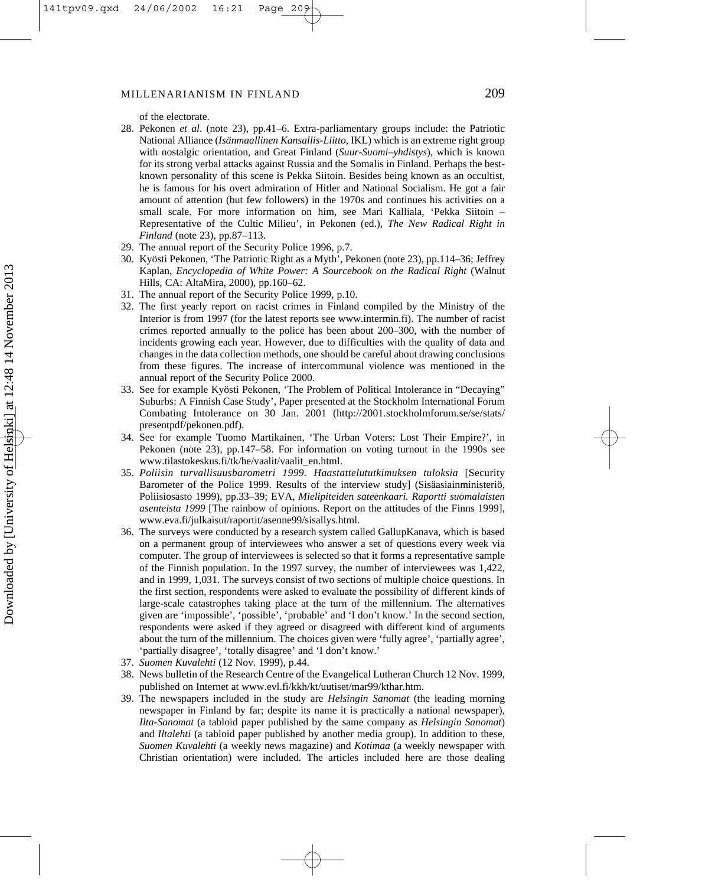of the electorate.

28. Pekonen *et al*. (note 23), pp.41–6. Extra-parliamentary groups include: the Patriotic National Alliance (*Isänmaallinen Kansallis-Liitto*, IKL) which is an extreme right group with nostalgic orientation, and Great Finland (*Suur-Suomi–yhdistys*), which is known for its strong verbal attacks against Russia and the Somalis in Finland. Perhaps the best-known personality of this scene is Pekka Siitoin. Besides being known as an occultist, he is famous for his overt admiration of Hitler and National Socialism. He got a fair amount of attention (but few followers) in the 1970s and continues his activities on a small scale. For more information on him, see Mari Kalliala, 'Pekka Siitoin – Representative of the Cultic Milieu', in Pekonen (ed.), *The New Radical Right in Finland* (note 23), pp.87–113.
29. The annual report of the Security Police 1996, p.7.
30. Kyösti Pekonen, 'The Patriotic Right as a Myth', Pekonen (note 23), pp.114–36; Jeffrey Kaplan, *Encyclopedia of White Power: A Sourcebook on the Radical Right* (Walnut Hills, CA: AltaMira, 2000), pp.160–62.
31. The annual report of the Security Police 1999, p.10.
32. The first yearly report on racist crimes in Finland compiled by the Ministry of the Interior is from 1997 (for the latest reports see www.intermin.fi). The number of racist crimes reported annually to the police has been about 200–300, with the number of incidents growing each year. However, due to difficulties with the quality of data and changes in the data collection methods, one should be careful about drawing conclusions from these figures. The increase of intercommunal violence was mentioned in the annual report of the Security Police 2000.
33. See for example Kyösti Pekonen, 'The Problem of Political Intolerance in "Decaying" Suburbs: A Finnish Case Study', Paper presented at the Stockholm International Forum Combating Intolerance on 30 Jan. 2001 (http://2001.stockholmforum.se/se/stats/presentpdf/pekonen.pdf).
34. See for example Tuomo Martikainen, 'The Urban Voters: Lost Their Empire?', in Pekonen (note 23), pp.147–58. For information on voting turnout in the 1990s see www.tilastokeskus.fi/tk/he/vaalit/vaalit_en.html.
35. *Poliisin turvallisuusbarometri 1999. Haastattelututkimuksen tuloksia* [Security Barometer of the Police 1999. Results of the interview study] (Sisäasiainministeriö, Poliisiosasto 1999), pp.33–39; EVA, *Mielipiteiden sateenkaari. Raportti suomalaisten asenteista 1999* [The rainbow of opinions. Report on the attitudes of the Finns 1999], www.eva.fi/julkaisut/raportit/asenne99/sisallys.html.
36. The surveys were conducted by a research system called GallupKanava, which is based on a permanent group of interviewees who answer a set of questions every week via computer. The group of interviewees is selected so that it forms a representative sample of the Finnish population. In the 1997 survey, the number of interviewees was 1,422, and in 1999, 1,031. The surveys consist of two sections of multiple choice questions. In the first section, respondents were asked to evaluate the possibility of different kinds of large-scale catastrophes taking place at the turn of the millennium. The alternatives given are 'impossible', 'possible', 'probable' and 'I don't know.' In the second section, respondents were asked if they agreed or disagreed with different kind of arguments about the turn of the millennium. The choices given were 'fully agree', 'partially agree', 'partially disagree', 'totally disagree' and 'I don't know.'
37. *Suomen Kuvalehti* (12 Nov. 1999), p.44.
38. News bulletin of the Research Centre of the Evangelical Lutheran Church 12 Nov. 1999, published on Internet at www.evl.fi/kkh/kt/uutiset/mar99/kthar.htm.
39. The newspapers included in the study are *Helsingin Sanomat* (the leading morning newspaper in Finland by far; despite its name it is practically a national newspaper), *Ilta-Sanomat* (a tabloid paper published by the same company as *Helsingin Sanomat*) and *Iltalehti* (a tabloid paper published by another media group). In addition to these, *Suomen Kuvalehti* (a weekly news magazine) and *Kotimaa* (a weekly newspaper with Christian orientation) were included. The articles included here are those dealing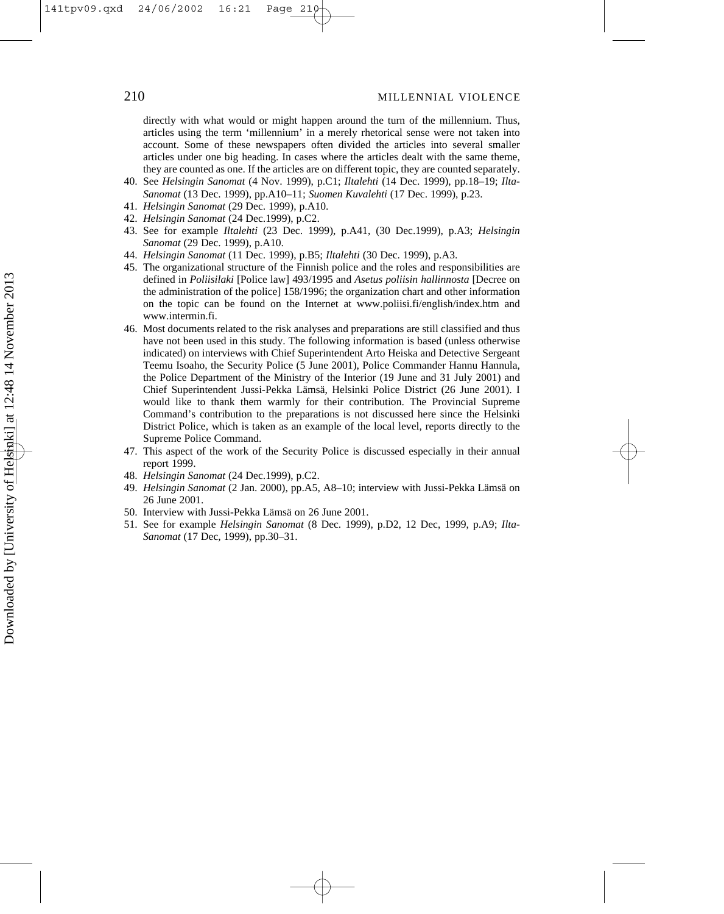directly with what would or might happen around the turn of the millennium. Thus, articles using the term 'millennium' in a merely rhetorical sense were not taken into account. Some of these newspapers often divided the articles into several smaller articles under one big heading. In cases where the articles dealt with the same theme, they are counted as one. If the articles are on different topic, they are counted separately.

40. See *Helsingin Sanomat* (4 Nov. 1999), p.C1; *Iltalehti* (14 Dec. 1999), pp.18–19; *Ilta-Sanomat* (13 Dec. 1999), pp.A10–11; *Suomen Kuvalehti* (17 Dec. 1999), p.23.
41. *Helsingin Sanomat* (29 Dec. 1999), p.A10.
42. *Helsingin Sanomat* (24 Dec.1999), p.C2.
43. See for example *Iltalehti* (23 Dec. 1999), p.A41, (30 Dec.1999), p.A3; *Helsingin Sanomat* (29 Dec. 1999), p.A10.
44. *Helsingin Sanomat* (11 Dec. 1999), p.B5; *Iltalehti* (30 Dec. 1999), p.A3.
45. The organizational structure of the Finnish police and the roles and responsibilities are defined in *Poliisilaki* [Police law] 493/1995 and *Asetus poliisin hallinnosta* [Decree on the administration of the police] 158/1996; the organization chart and other information on the topic can be found on the Internet at www.poliisi.fi/english/index.htm and www.intermin.fi.
46. Most documents related to the risk analyses and preparations are still classified and thus have not been used in this study. The following information is based (unless otherwise indicated) on interviews with Chief Superintendent Arto Heiska and Detective Sergeant Teemu Isoaho, the Security Police (5 June 2001), Police Commander Hannu Hannula, the Police Department of the Ministry of the Interior (19 June and 31 July 2001) and Chief Superintendent Jussi-Pekka Lämsä, Helsinki Police District (26 June 2001). I would like to thank them warmly for their contribution. The Provincial Supreme Command's contribution to the preparations is not discussed here since the Helsinki District Police, which is taken as an example of the local level, reports directly to the Supreme Police Command.
47. This aspect of the work of the Security Police is discussed especially in their annual report 1999.
48. *Helsingin Sanomat* (24 Dec.1999), p.C2.
49. *Helsingin Sanomat* (2 Jan. 2000), pp.A5, A8–10; interview with Jussi-Pekka Lämsä on 26 June 2001.
50. Interview with Jussi-Pekka Lämsä on 26 June 2001.
51. See for example *Helsingin Sanomat* (8 Dec. 1999), p.D2, 12 Dec, 1999, p.A9; *Ilta-Sanomat* (17 Dec, 1999), pp.30–31.